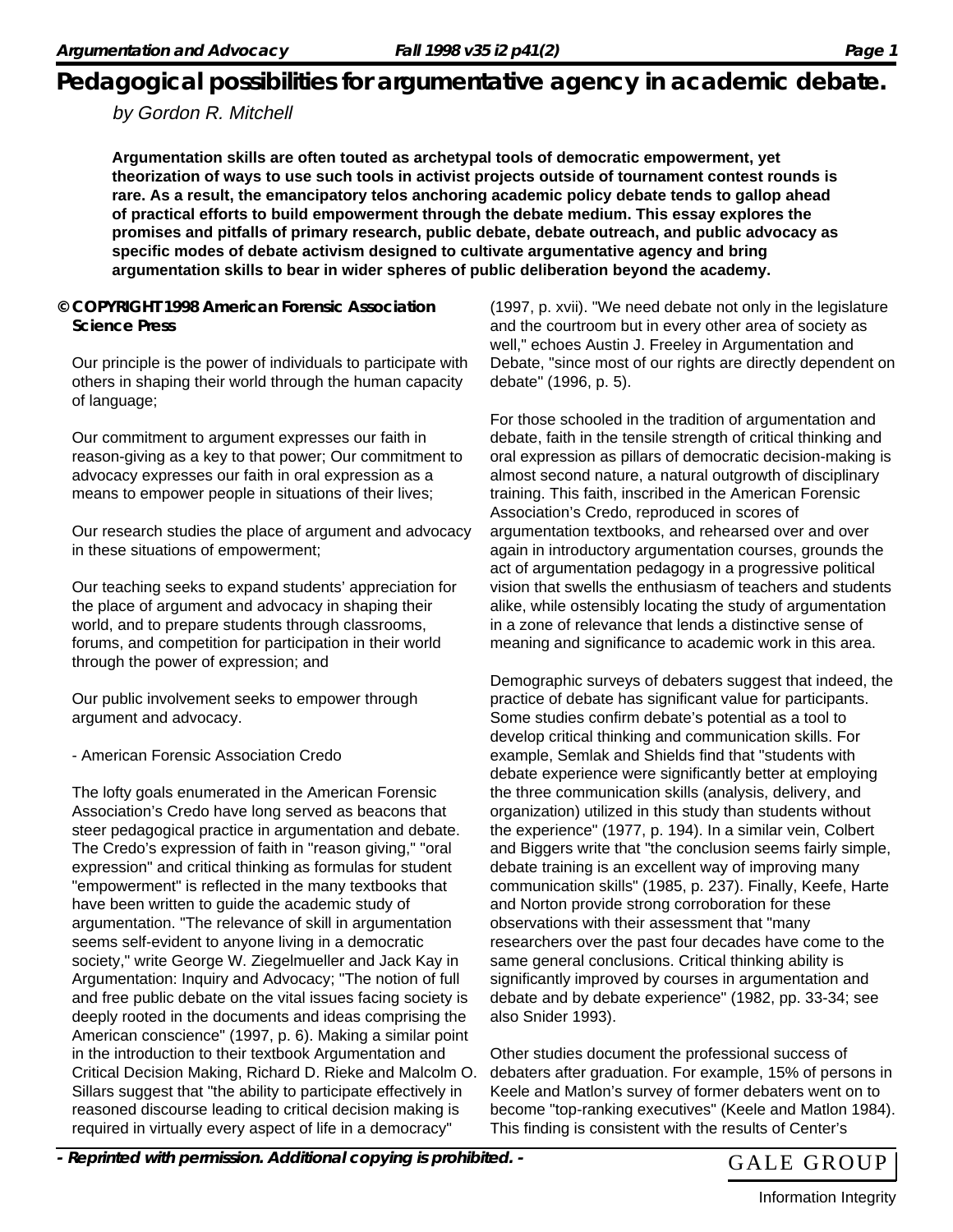# Pedagogical possibilities for argumentative agency in academic debate.

*by Gordon R. Mitchell*

**Argumentation skills are often touted as archetypal tools of democratic empowerment, yet theorization of ways to use such tools in activist projects outside of tournament contest rounds is rare. As a result, the emancipatory telos anchoring academic policy debate tends to gallop ahead of practical efforts to build empowerment through the debate medium. This essay explores the promises and pitfalls of primary research, public debate, debate outreach, and public advocacy as specific modes of debate activism designed to cultivate argumentative agency and bring argumentation skills to bear in wider spheres of public deliberation beyond the academy.**

**© COPYRIGHT 1998 American Forensic Association Science Press**

Our principle is the power of individuals to participate with others in shaping their world through the human capacity of language;

Our commitment to argument expresses our faith in reason-giving as a key to that power; Our commitment to advocacy expresses our faith in oral expression as a means to empower people in situations of their lives;

Our research studies the place of argument and advocacy in these situations of empowerment;

Our teaching seeks to expand students' appreciation for the place of argument and advocacy in shaping their world, and to prepare students through classrooms, forums, and competition for participation in their world through the power of expression; and

Our public involvement seeks to empower through argument and advocacy.

- American Forensic Association Credo

The lofty goals enumerated in the American Forensic Association's Credo have long served as beacons that steer pedagogical practice in argumentation and debate. The Credo's expression of faith in "reason giving," "oral expression" and critical thinking as formulas for student "empowerment" is reflected in the many textbooks that have been written to guide the academic study of argumentation. "The relevance of skill in argumentation seems self-evident to anyone living in a democratic society," write George W. Ziegelmueller and Jack Kay in Argumentation: Inquiry and Advocacy; "The notion of full and free public debate on the vital issues facing society is deeply rooted in the documents and ideas comprising the American conscience" (1997, p. 6). Making a similar point in the introduction to their textbook Argumentation and Critical Decision Making, Richard D. Rieke and Malcolm O. Sillars suggest that "the ability to participate effectively in reasoned discourse leading to critical decision making is required in virtually every aspect of life in a democracy" (1997, p. xvii). "We need debate not only in the legislature and the courtroom but in every other area of society as well," echoes Austin J. Freeley in Argumentation and Debate, "since most of our rights are directly dependent on debate" (1996, p. 5).

For those schooled in the tradition of argumentation and debate, faith in the tensile strength of critical thinking and oral expression as pillars of democratic decision-making is almost second nature, a natural outgrowth of disciplinary training. This faith, inscribed in the American Forensic Association's Credo, reproduced in scores of argumentation textbooks, and rehearsed over and over again in introductory argumentation courses, grounds the act of argumentation pedagogy in a progressive political vision that swells the enthusiasm of teachers and students alike, while ostensibly locating the study of argumentation in a zone of relevance that lends a distinctive sense of meaning and significance to academic work in this area.

Demographic surveys of debaters suggest that indeed, the practice of debate has significant value for participants. Some studies confirm debate's potential as a tool to develop critical thinking and communication skills. For example, Semlak and Shields find that "students with debate experience were significantly better at employing the three communication skills (analysis, delivery, and organization) utilized in this study than students without the experience" (1977, p. 194). In a similar vein, Colbert and Biggers write that "the conclusion seems fairly simple, debate training is an excellent way of improving many communication skills" (1985, p. 237). Finally, Keefe, Harte and Norton provide strong corroboration for these observations with their assessment that "many researchers over the past four decades have come to the same general conclusions. Critical thinking ability is significantly improved by courses in argumentation and debate and by debate experience" (1982, pp. 33-34; see also Snider 1993).

Other studies document the professional success of debaters after graduation. For example, 15% of persons in Keele and Matlon's survey of former debaters went on to become "top-ranking executives" (Keele and Matlon 1984). This finding is consistent with the results of Center's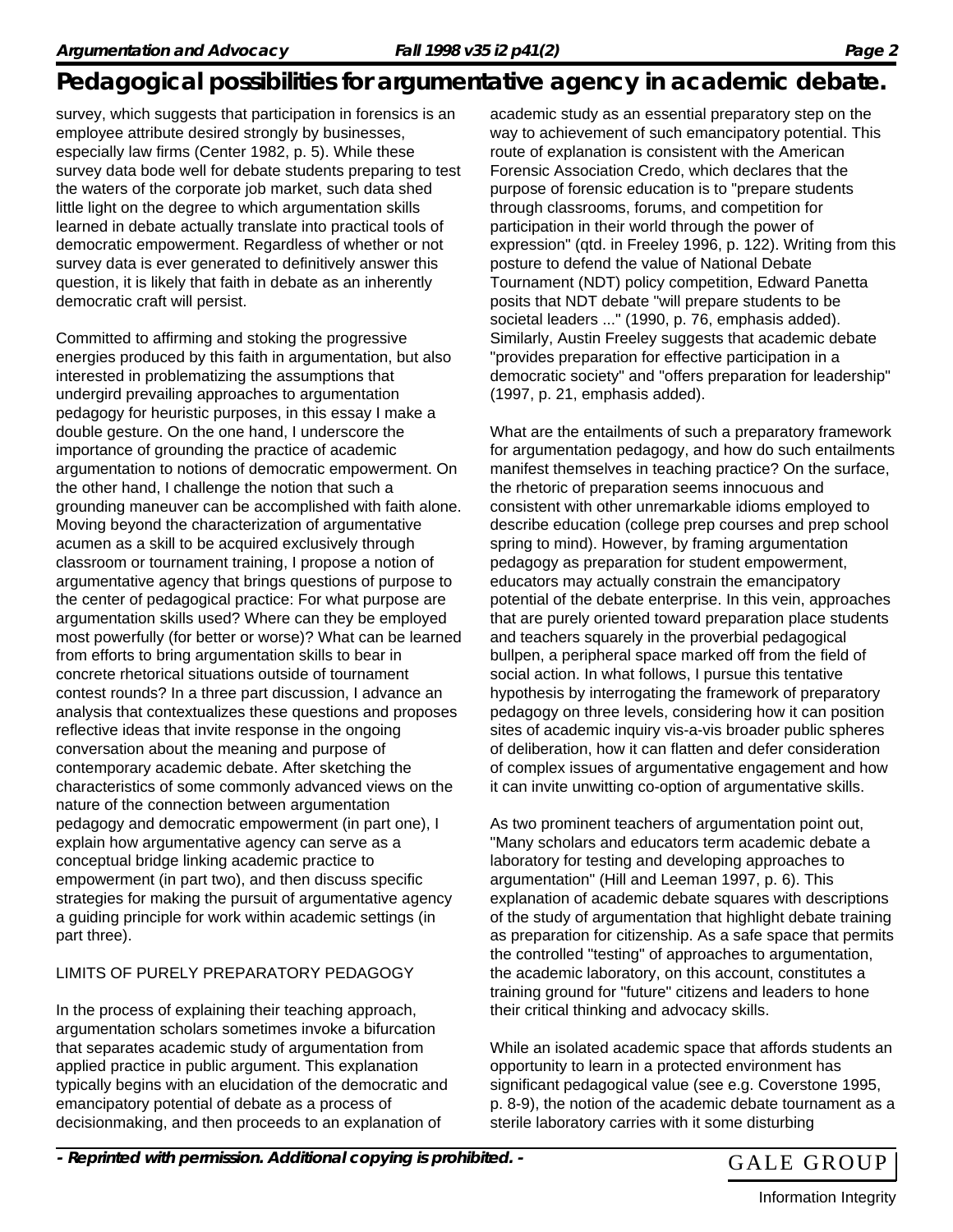survey, which suggests that participation in forensics is an employee attribute desired strongly by businesses, especially law firms (Center 1982, p. 5). While these survey data bode well for debate students preparing to test the waters of the corporate job market, such data shed little light on the degree to which argumentation skills learned in debate actually translate into practical tools of democratic empowerment. Regardless of whether or not survey data is ever generated to definitively answer this question, it is likely that faith in debate as an inherently democratic craft will persist.

Committed to affirming and stoking the progressive energies produced by this faith in argumentation, but also interested in problematizing the assumptions that undergird prevailing approaches to argumentation pedagogy for heuristic purposes, in this essay I make a double gesture. On the one hand, I underscore the importance of grounding the practice of academic argumentation to notions of democratic empowerment. On the other hand, I challenge the notion that such a grounding maneuver can be accomplished with faith alone. Moving beyond the characterization of argumentative acumen as a skill to be acquired exclusively through classroom or tournament training, I propose a notion of argumentative agency that brings questions of purpose to the center of pedagogical practice: For what purpose are argumentation skills used? Where can they be employed most powerfully (for better or worse)? What can be learned from efforts to bring argumentation skills to bear in concrete rhetorical situations outside of tournament contest rounds? In a three part discussion, I advance an analysis that contextualizes these questions and proposes reflective ideas that invite response in the ongoing conversation about the meaning and purpose of contemporary academic debate. After sketching the characteristics of some commonly advanced views on the nature of the connection between argumentation pedagogy and democratic empowerment (in part one), I explain how argumentative agency can serve as a conceptual bridge linking academic practice to empowerment (in part two), and then discuss specific strategies for making the pursuit of argumentative agency a guiding principle for work within academic settings (in part three).

## LIMITS OF PURELY PREPARATORY PEDAGOGY

In the process of explaining their teaching approach, argumentation scholars sometimes invoke a bifurcation that separates academic study of argumentation from applied practice in public argument. This explanation typically begins with an elucidation of the democratic and emancipatory potential of debate as a process of decisionmaking, and then proceeds to an explanation of academic study as an essential preparatory step on the way to achievement of such emancipatory potential. This route of explanation is consistent with the American Forensic Association Credo, which declares that the purpose of forensic education is to "prepare students through classrooms, forums, and competition for participation in their world through the power of expression" (qtd. in Freeley 1996, p. 122). Writing from this posture to defend the value of National Debate Tournament (NDT) policy competition, Edward Panetta posits that NDT debate "will prepare students to be societal leaders ..." (1990, p. 76, emphasis added). Similarly, Austin Freeley suggests that academic debate "provides preparation for effective participation in a democratic society" and "offers preparation for leadership" (1997, p. 21, emphasis added).

What are the entailments of such a preparatory framework for argumentation pedagogy, and how do such entailments manifest themselves in teaching practice? On the surface, the rhetoric of preparation seems innocuous and consistent with other unremarkable idioms employed to describe education (college prep courses and prep school spring to mind). However, by framing argumentation pedagogy as preparation for student empowerment, educators may actually constrain the emancipatory potential of the debate enterprise. In this vein, approaches that are purely oriented toward preparation place students and teachers squarely in the proverbial pedagogical bullpen, a peripheral space marked off from the field of social action. In what follows, I pursue this tentative hypothesis by interrogating the framework of preparatory pedagogy on three levels, considering how it can position sites of academic inquiry vis-a-vis broader public spheres of deliberation, how it can flatten and defer consideration of complex issues of argumentative engagement and how it can invite unwitting co-option of argumentative skills.

As two prominent teachers of argumentation point out, "Many scholars and educators term academic debate a laboratory for testing and developing approaches to argumentation" (Hill and Leeman 1997, p. 6). This explanation of academic debate squares with descriptions of the study of argumentation that highlight debate training as preparation for citizenship. As a safe space that permits the controlled "testing" of approaches to argumentation, the academic laboratory, on this account, constitutes a training ground for "future" citizens and leaders to hone their critical thinking and advocacy skills.

While an isolated academic space that affords students an opportunity to learn in a protected environment has significant pedagogical value (see e.g. Coverstone 1995, p. 8-9), the notion of the academic debate tournament as a sterile laboratory carries with it some disturbing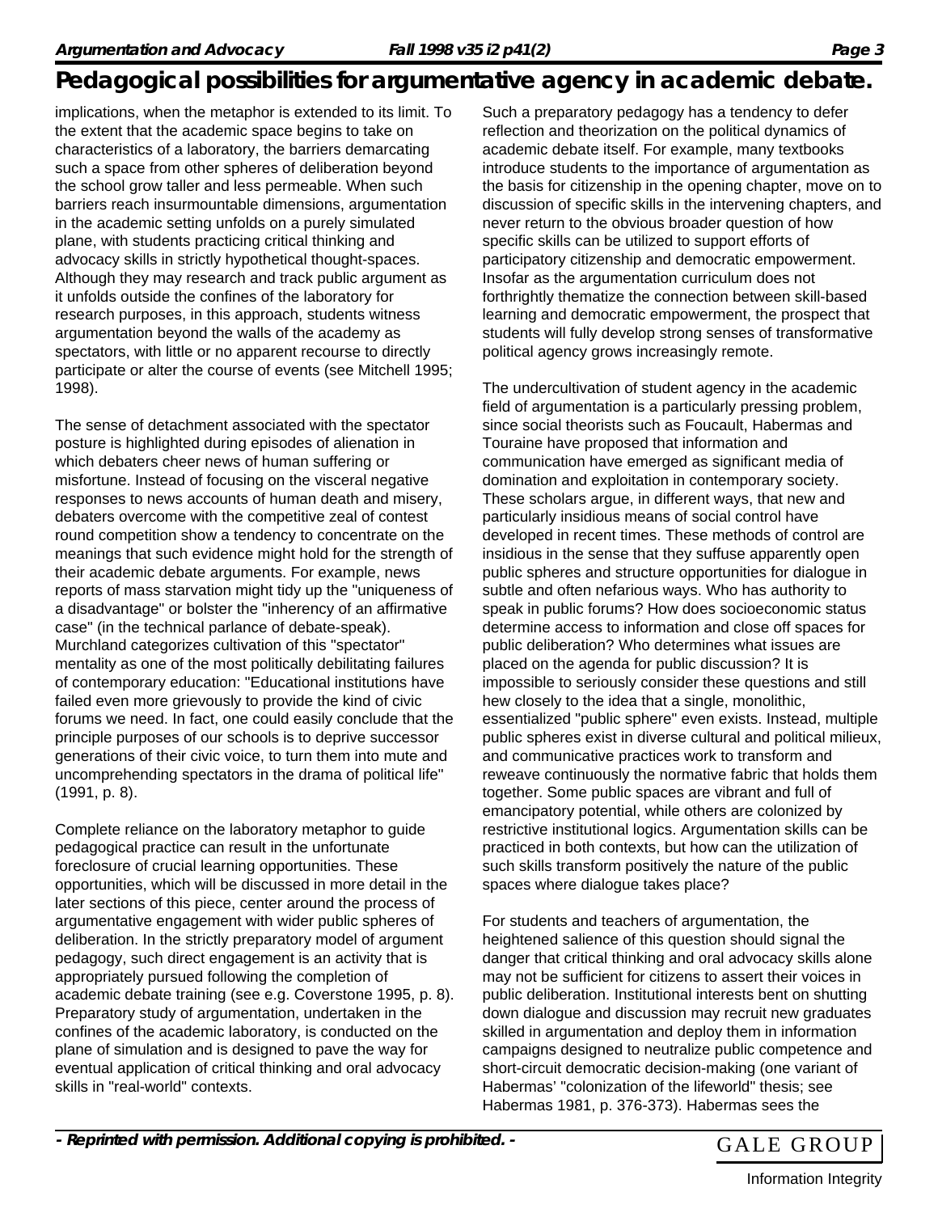implications, when the metaphor is extended to its limit. To the extent that the academic space begins to take on characteristics of a laboratory, the barriers demarcating such a space from other spheres of deliberation beyond the school grow taller and less permeable. When such barriers reach insurmountable dimensions, argumentation in the academic setting unfolds on a purely simulated plane, with students practicing critical thinking and advocacy skills in strictly hypothetical thought-spaces. Although they may research and track public argument as it unfolds outside the confines of the laboratory for research purposes, in this approach, students witness argumentation beyond the walls of the academy as spectators, with little or no apparent recourse to directly participate or alter the course of events (see Mitchell 1995; 1998).

The sense of detachment associated with the spectator posture is highlighted during episodes of alienation in which debaters cheer news of human suffering or misfortune. Instead of focusing on the visceral negative responses to news accounts of human death and misery, debaters overcome with the competitive zeal of contest round competition show a tendency to concentrate on the meanings that such evidence might hold for the strength of their academic debate arguments. For example, news reports of mass starvation might tidy up the "uniqueness of a disadvantage" or bolster the "inherency of an affirmative case" (in the technical parlance of debate-speak). Murchland categorizes cultivation of this "spectator" mentality as one of the most politically debilitating failures of contemporary education: "Educational institutions have failed even more grievously to provide the kind of civic forums we need. In fact, one could easily conclude that the principle purposes of our schools is to deprive successor generations of their civic voice, to turn them into mute and uncomprehending spectators in the drama of political life" (1991, p. 8).

Complete reliance on the laboratory metaphor to guide pedagogical practice can result in the unfortunate foreclosure of crucial learning opportunities. These opportunities, which will be discussed in more detail in the later sections of this piece, center around the process of argumentative engagement with wider public spheres of deliberation. In the strictly preparatory model of argument pedagogy, such direct engagement is an activity that is appropriately pursued following the completion of academic debate training (see e.g. Coverstone 1995, p. 8). Preparatory study of argumentation, undertaken in the confines of the academic laboratory, is conducted on the plane of simulation and is designed to pave the way for eventual application of critical thinking and oral advocacy skills in "real-world" contexts.

Such a preparatory pedagogy has a tendency to defer reflection and theorization on the political dynamics of academic debate itself. For example, many textbooks introduce students to the importance of argumentation as the basis for citizenship in the opening chapter, move on to discussion of specific skills in the intervening chapters, and never return to the obvious broader question of how specific skills can be utilized to support efforts of participatory citizenship and democratic empowerment. Insofar as the argumentation curriculum does not forthrightly thematize the connection between skill-based learning and democratic empowerment, the prospect that students will fully develop strong senses of transformative political agency grows increasingly remote.

The undercultivation of student agency in the academic field of argumentation is a particularly pressing problem, since social theorists such as Foucault, Habermas and Touraine have proposed that information and communication have emerged as significant media of domination and exploitation in contemporary society. These scholars argue, in different ways, that new and particularly insidious means of social control have developed in recent times. These methods of control are insidious in the sense that they suffuse apparently open public spheres and structure opportunities for dialogue in subtle and often nefarious ways. Who has authority to speak in public forums? How does socioeconomic status determine access to information and close off spaces for public deliberation? Who determines what issues are placed on the agenda for public discussion? It is impossible to seriously consider these questions and still hew closely to the idea that a single, monolithic, essentialized "public sphere" even exists. Instead, multiple public spheres exist in diverse cultural and political milieux, and communicative practices work to transform and reweave continuously the normative fabric that holds them together. Some public spaces are vibrant and full of emancipatory potential, while others are colonized by restrictive institutional logics. Argumentation skills can be practiced in both contexts, but how can the utilization of such skills transform positively the nature of the public spaces where dialogue takes place?

For students and teachers of argumentation, the heightened salience of this question should signal the danger that critical thinking and oral advocacy skills alone may not be sufficient for citizens to assert their voices in public deliberation. Institutional interests bent on shutting down dialogue and discussion may recruit new graduates skilled in argumentation and deploy them in information campaigns designed to neutralize public competence and short-circuit democratic decision-making (one variant of Habermas' "colonization of the lifeworld" thesis; see Habermas 1981, p. 376-373). Habermas sees the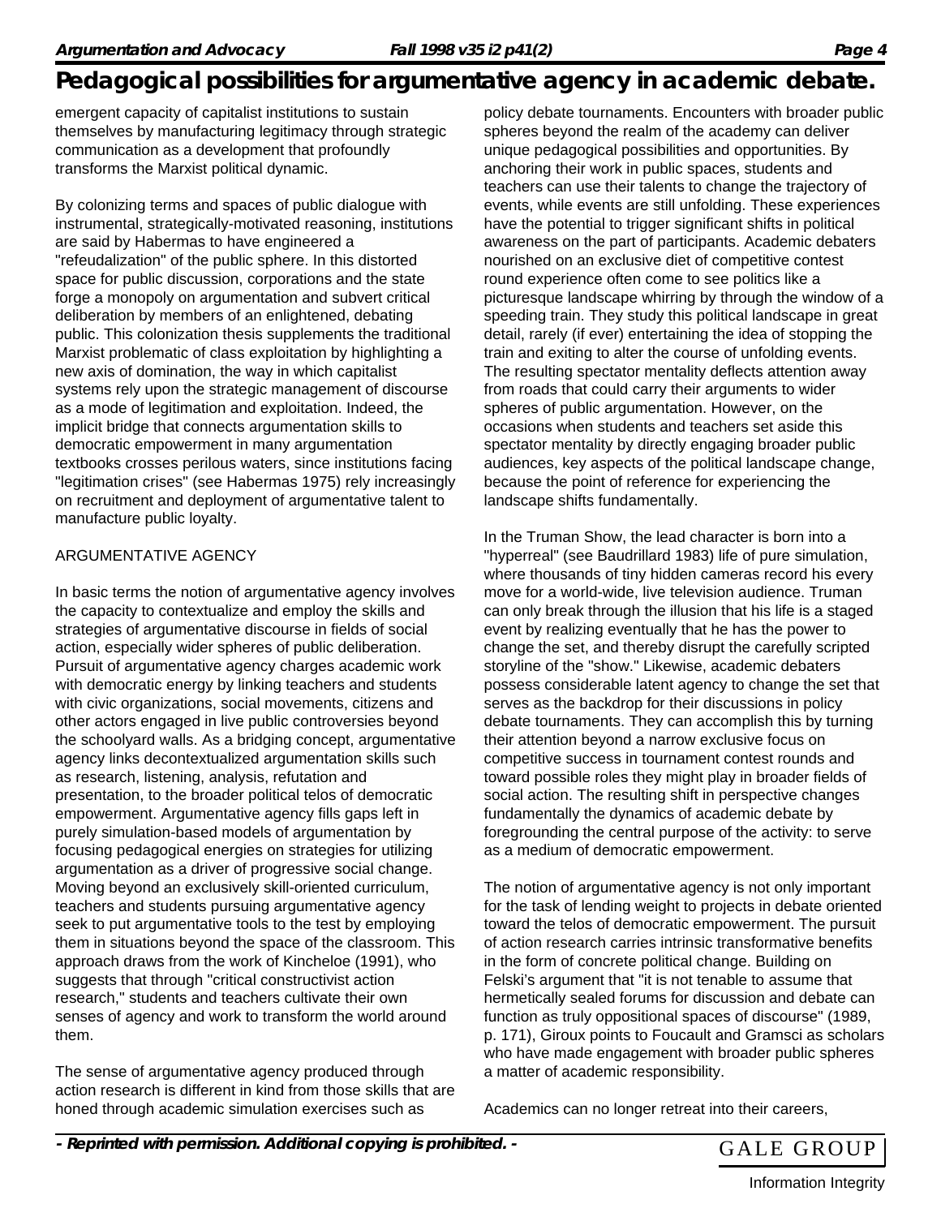emergent capacity of capitalist institutions to sustain themselves by manufacturing legitimacy through strategic communication as a development that profoundly transforms the Marxist political dynamic.

By colonizing terms and spaces of public dialogue with instrumental, strategically-motivated reasoning, institutions are said by Habermas to have engineered a "refeudalization" of the public sphere. In this distorted space for public discussion, corporations and the state forge a monopoly on argumentation and subvert critical deliberation by members of an enlightened, debating public. This colonization thesis supplements the traditional Marxist problematic of class exploitation by highlighting a new axis of domination, the way in which capitalist systems rely upon the strategic management of discourse as a mode of legitimation and exploitation. Indeed, the implicit bridge that connects argumentation skills to democratic empowerment in many argumentation textbooks crosses perilous waters, since institutions facing "legitimation crises" (see Habermas 1975) rely increasingly on recruitment and deployment of argumentative talent to manufacture public loyalty.

## ARGUMENTATIVE AGENCY

In basic terms the notion of argumentative agency involves the capacity to contextualize and employ the skills and strategies of argumentative discourse in fields of social action, especially wider spheres of public deliberation. Pursuit of argumentative agency charges academic work with democratic energy by linking teachers and students with civic organizations, social movements, citizens and other actors engaged in live public controversies beyond the schoolyard walls. As a bridging concept, argumentative agency links decontextualized argumentation skills such as research, listening, analysis, refutation and presentation, to the broader political telos of democratic empowerment. Argumentative agency fills gaps left in purely simulation-based models of argumentation by focusing pedagogical energies on strategies for utilizing argumentation as a driver of progressive social change. Moving beyond an exclusively skill-oriented curriculum, teachers and students pursuing argumentative agency seek to put argumentative tools to the test by employing them in situations beyond the space of the classroom. This approach draws from the work of Kincheloe (1991), who suggests that through "critical constructivist action research," students and teachers cultivate their own senses of agency and work to transform the world around them.

The sense of argumentative agency produced through action research is different in kind from those skills that are honed through academic simulation exercises such as policy debate tournaments. Encounters with broader public spheres beyond the realm of the academy can deliver unique pedagogical possibilities and opportunities. By anchoring their work in public spaces, students and teachers can use their talents to change the trajectory of events, while events are still unfolding. These experiences have the potential to trigger significant shifts in political awareness on the part of participants. Academic debaters nourished on an exclusive diet of competitive contest round experience often come to see politics like a picturesque landscape whirring by through the window of a speeding train. They study this political landscape in great detail, rarely (if ever) entertaining the idea of stopping the train and exiting to alter the course of unfolding events. The resulting spectator mentality deflects attention away from roads that could carry their arguments to wider spheres of public argumentation. However, on the occasions when students and teachers set aside this spectator mentality by directly engaging broader public audiences, key aspects of the political landscape change, because the point of reference for experiencing the landscape shifts fundamentally.

In the Truman Show, the lead character is born into a "hyperreal" (see Baudrillard 1983) life of pure simulation, where thousands of tiny hidden cameras record his every move for a world-wide, live television audience. Truman can only break through the illusion that his life is a staged event by realizing eventually that he has the power to change the set, and thereby disrupt the carefully scripted storyline of the "show." Likewise, academic debaters possess considerable latent agency to change the set that serves as the backdrop for their discussions in policy debate tournaments. They can accomplish this by turning their attention beyond a narrow exclusive focus on competitive success in tournament contest rounds and toward possible roles they might play in broader fields of social action. The resulting shift in perspective changes fundamentally the dynamics of academic debate by foregrounding the central purpose of the activity: to serve as a medium of democratic empowerment.

The notion of argumentative agency is not only important for the task of lending weight to projects in debate oriented toward the telos of democratic empowerment. The pursuit of action research carries intrinsic transformative benefits in the form of concrete political change. Building on Felski's argument that "it is not tenable to assume that hermetically sealed forums for discussion and debate can function as truly oppositional spaces of discourse" (1989, p. 171), Giroux points to Foucault and Gramsci as scholars who have made engagement with broader public spheres a matter of academic responsibility.

Academics can no longer retreat into their careers,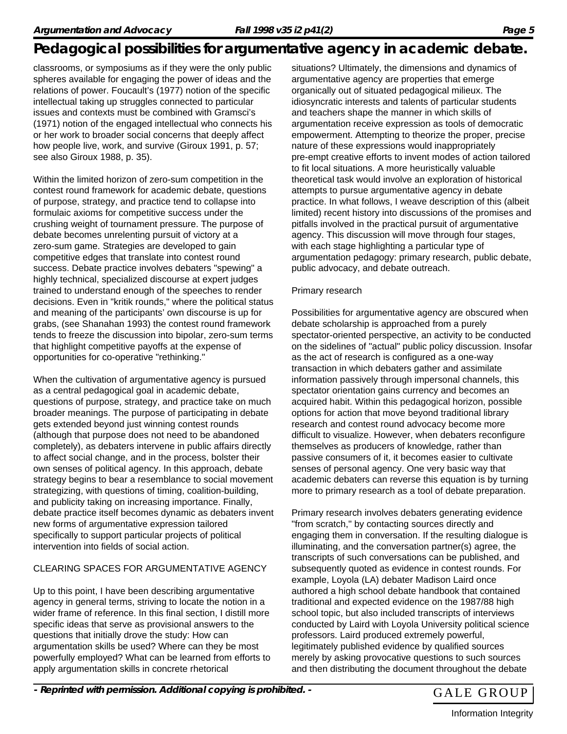classrooms, or symposiums as if they were the only public spheres available for engaging the power of ideas and the relations of power. Foucault's (1977) notion of the specific intellectual taking up struggles connected to particular issues and contexts must be combined with Gramsci's (1971) notion of the engaged intellectual who connects his or her work to broader social concerns that deeply affect how people live, work, and survive (Giroux 1991, p. 57; see also Giroux 1988, p. 35).

Within the limited horizon of zero-sum competition in the contest round framework for academic debate, questions of purpose, strategy, and practice tend to collapse into formulaic axioms for competitive success under the crushing weight of tournament pressure. The purpose of debate becomes unrelenting pursuit of victory at a zero-sum game. Strategies are developed to gain competitive edges that translate into contest round success. Debate practice involves debaters "spewing" a highly technical, specialized discourse at expert judges trained to understand enough of the speeches to render decisions. Even in "kritik rounds," where the political status and meaning of the participants' own discourse is up for grabs, (see Shanahan 1993) the contest round framework tends to freeze the discussion into bipolar, zero-sum terms that highlight competitive payoffs at the expense of opportunities for co-operative "rethinking."

When the cultivation of argumentative agency is pursued as a central pedagogical goal in academic debate, questions of purpose, strategy, and practice take on much broader meanings. The purpose of participating in debate gets extended beyond just winning contest rounds (although that purpose does not need to be abandoned completely), as debaters intervene in public affairs directly to affect social change, and in the process, bolster their own senses of political agency. In this approach, debate strategy begins to bear a resemblance to social movement strategizing, with questions of timing, coalition-building, and publicity taking on increasing importance. Finally, debate practice itself becomes dynamic as debaters invent new forms of argumentative expression tailored specifically to support particular projects of political intervention into fields of social action.

## CLEARING SPACES FOR ARGUMENTATIVE AGENCY

Up to this point, I have been describing argumentative agency in general terms, striving to locate the notion in a wider frame of reference. In this final section, I distill more specific ideas that serve as provisional answers to the questions that initially drove the study: How can argumentation skills be used? Where can they be most powerfully employed? What can be learned from efforts to apply argumentation skills in concrete rhetorical situations? Ultimately, the dimensions and dynamics of argumentative agency are properties that emerge organically out of situated pedagogical milieux. The idiosyncratic interests and talents of particular students and teachers shape the manner in which skills of argumentation receive expression as tools of democratic empowerment. Attempting to theorize the proper, precise nature of these expressions would inappropriately pre-empt creative efforts to invent modes of action tailored to fit local situations. A more heuristically valuable theoretical task would involve an exploration of historical attempts to pursue argumentative agency in debate practice. In what follows, I weave description of this (albeit limited) recent history into discussions of the promises and pitfalls involved in the practical pursuit of argumentative agency. This discussion will move through four stages, with each stage highlighting a particular type of argumentation pedagogy: primary research, public debate, public advocacy, and debate outreach.

### Primary research

Possibilities for argumentative agency are obscured when debate scholarship is approached from a purely spectator-oriented perspective, an activity to be conducted on the sidelines of "actual" public policy discussion. Insofar as the act of research is configured as a one-way transaction in which debaters gather and assimilate information passively through impersonal channels, this spectator orientation gains currency and becomes an acquired habit. Within this pedagogical horizon, possible options for action that move beyond traditional library research and contest round advocacy become more difficult to visualize. However, when debaters reconfigure themselves as producers of knowledge, rather than passive consumers of it, it becomes easier to cultivate senses of personal agency. One very basic way that academic debaters can reverse this equation is by turning more to primary research as a tool of debate preparation.

Primary research involves debaters generating evidence "from scratch," by contacting sources directly and engaging them in conversation. If the resulting dialogue is illuminating, and the conversation partner(s) agree, the transcripts of such conversations can be published, and subsequently quoted as evidence in contest rounds. For example, Loyola (LA) debater Madison Laird once authored a high school debate handbook that contained traditional and expected evidence on the 1987/88 high school topic, but also included transcripts of interviews conducted by Laird with Loyola University political science professors. Laird produced extremely powerful, legitimately published evidence by qualified sources merely by asking provocative questions to such sources and then distributing the document throughout the debate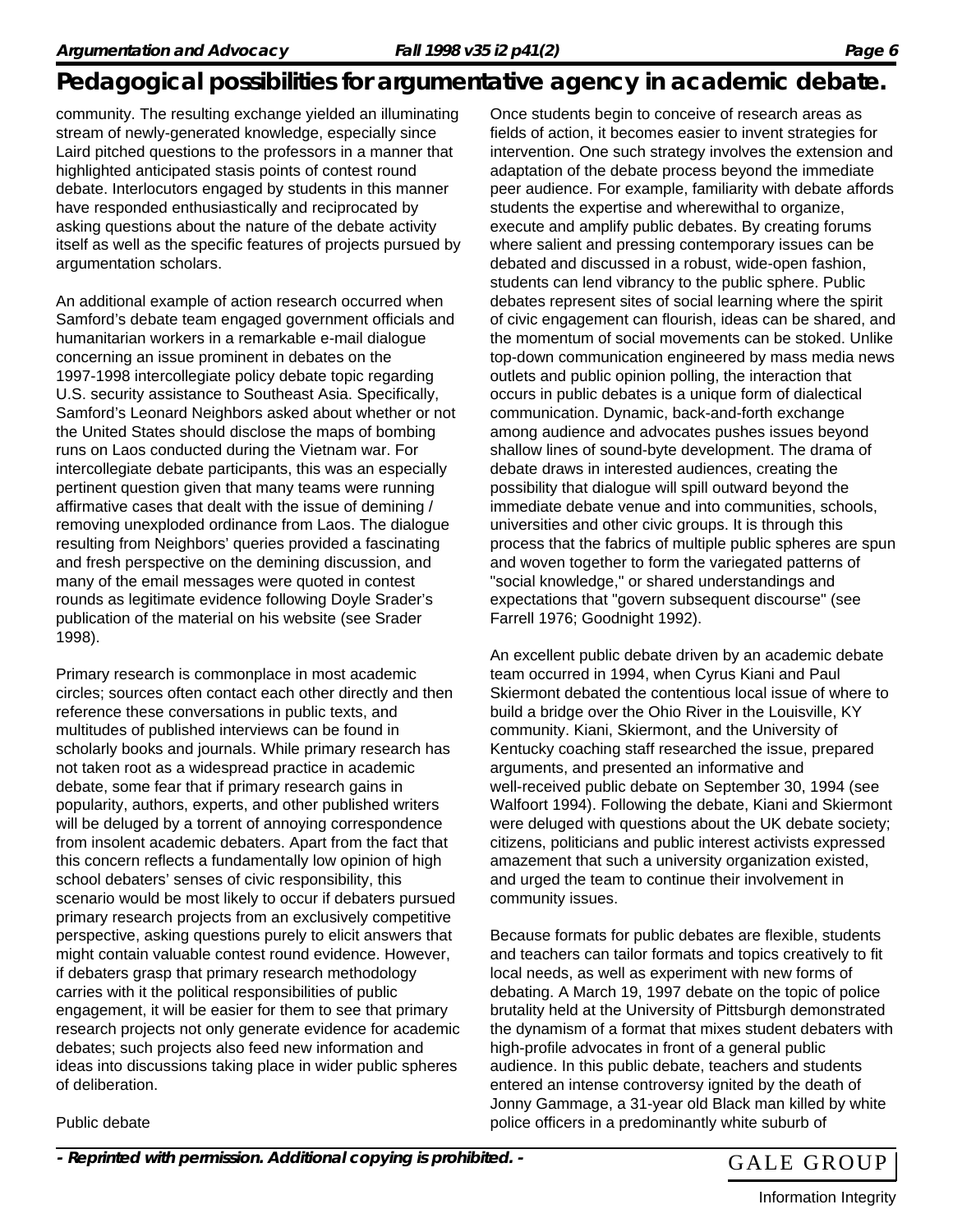community. The resulting exchange yielded an illuminating stream of newly-generated knowledge, especially since Laird pitched questions to the professors in a manner that highlighted anticipated stasis points of contest round debate. Interlocutors engaged by students in this manner have responded enthusiastically and reciprocated by asking questions about the nature of the debate activity itself as well as the specific features of projects pursued by argumentation scholars.

An additional example of action research occurred when Samford's debate team engaged government officials and humanitarian workers in a remarkable e-mail dialogue concerning an issue prominent in debates on the 1997-1998 intercollegiate policy debate topic regarding U.S. security assistance to Southeast Asia. Specifically, Samford's Leonard Neighbors asked about whether or not the United States should disclose the maps of bombing runs on Laos conducted during the Vietnam war. For intercollegiate debate participants, this was an especially pertinent question given that many teams were running affirmative cases that dealt with the issue of demining / removing unexploded ordinance from Laos. The dialogue resulting from Neighbors' queries provided a fascinating and fresh perspective on the demining discussion, and many of the email messages were quoted in contest rounds as legitimate evidence following Doyle Srader's publication of the material on his website (see Srader 1998).

Primary research is commonplace in most academic circles; sources often contact each other directly and then reference these conversations in public texts, and multitudes of published interviews can be found in scholarly books and journals. While primary research has not taken root as a widespread practice in academic debate, some fear that if primary research gains in popularity, authors, experts, and other published writers will be deluged by a torrent of annoying correspondence from insolent academic debaters. Apart from the fact that this concern reflects a fundamentally low opinion of high school debaters' senses of civic responsibility, this scenario would be most likely to occur if debaters pursued primary research projects from an exclusively competitive perspective, asking questions purely to elicit answers that might contain valuable contest round evidence. However, if debaters grasp that primary research methodology carries with it the political responsibilities of public engagement, it will be easier for them to see that primary research projects not only generate evidence for academic debates; such projects also feed new information and ideas into discussions taking place in wider public spheres of deliberation.

Public debate

Once students begin to conceive of research areas as fields of action, it becomes easier to invent strategies for intervention. One such strategy involves the extension and adaptation of the debate process beyond the immediate peer audience. For example, familiarity with debate affords students the expertise and wherewithal to organize, execute and amplify public debates. By creating forums where salient and pressing contemporary issues can be debated and discussed in a robust, wide-open fashion, students can lend vibrancy to the public sphere. Public debates represent sites of social learning where the spirit of civic engagement can flourish, ideas can be shared, and the momentum of social movements can be stoked. Unlike top-down communication engineered by mass media news outlets and public opinion polling, the interaction that occurs in public debates is a unique form of dialectical communication. Dynamic, back-and-forth exchange among audience and advocates pushes issues beyond shallow lines of sound-byte development. The drama of debate draws in interested audiences, creating the possibility that dialogue will spill outward beyond the immediate debate venue and into communities, schools, universities and other civic groups. It is through this process that the fabrics of multiple public spheres are spun and woven together to form the variegated patterns of "social knowledge," or shared understandings and expectations that "govern subsequent discourse" (see Farrell 1976; Goodnight 1992).

An excellent public debate driven by an academic debate team occurred in 1994, when Cyrus Kiani and Paul Skiermont debated the contentious local issue of where to build a bridge over the Ohio River in the Louisville, KY community. Kiani, Skiermont, and the University of Kentucky coaching staff researched the issue, prepared arguments, and presented an informative and well-received public debate on September 30, 1994 (see Walfoort 1994). Following the debate, Kiani and Skiermont were deluged with questions about the UK debate society; citizens, politicians and public interest activists expressed amazement that such a university organization existed, and urged the team to continue their involvement in community issues.

Because formats for public debates are flexible, students and teachers can tailor formats and topics creatively to fit local needs, as well as experiment with new forms of debating. A March 19, 1997 debate on the topic of police brutality held at the University of Pittsburgh demonstrated the dynamism of a format that mixes student debaters with high-profile advocates in front of a general public audience. In this public debate, teachers and students entered an intense controversy ignited by the death of Jonny Gammage, a 31-year old Black man killed by white police officers in a predominantly white suburb of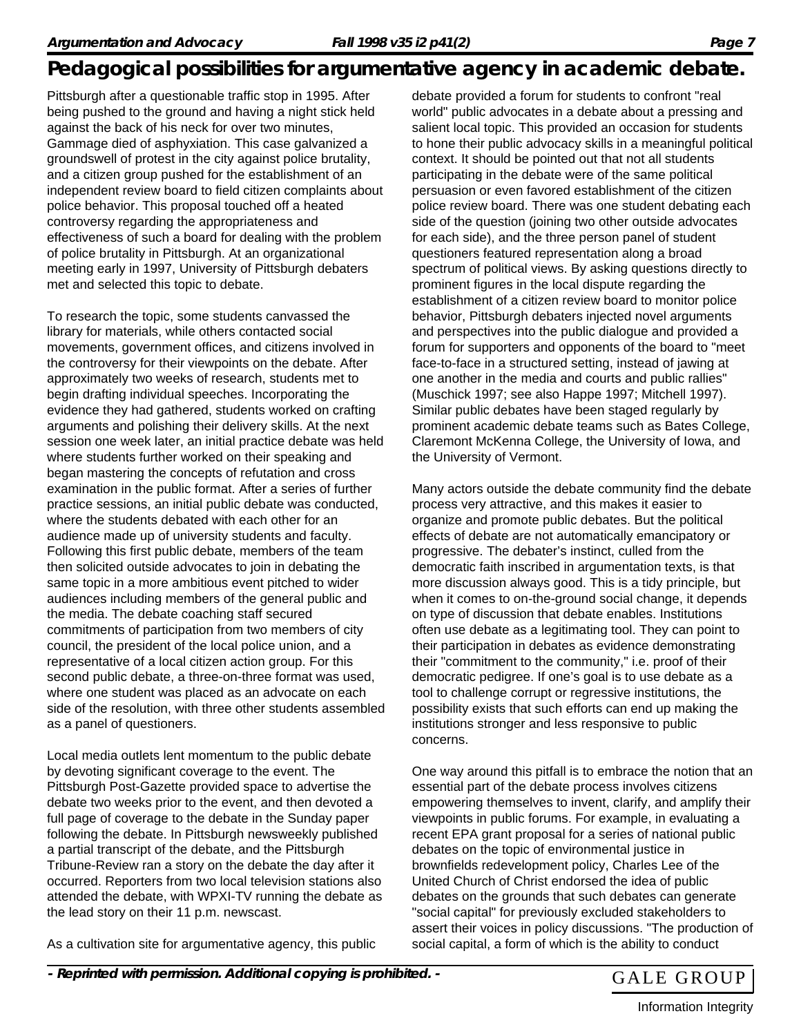Pittsburgh after a questionable traffic stop in 1995. After being pushed to the ground and having a night stick held against the back of his neck for over two minutes, Gammage died of asphyxiation. This case galvanized a groundswell of protest in the city against police brutality, and a citizen group pushed for the establishment of an independent review board to field citizen complaints about police behavior. This proposal touched off a heated controversy regarding the appropriateness and effectiveness of such a board for dealing with the problem of police brutality in Pittsburgh. At an organizational meeting early in 1997, University of Pittsburgh debaters met and selected this topic to debate.

To research the topic, some students canvassed the library for materials, while others contacted social movements, government offices, and citizens involved in the controversy for their viewpoints on the debate. After approximately two weeks of research, students met to begin drafting individual speeches. Incorporating the evidence they had gathered, students worked on crafting arguments and polishing their delivery skills. At the next session one week later, an initial practice debate was held where students further worked on their speaking and began mastering the concepts of refutation and cross examination in the public format. After a series of further practice sessions, an initial public debate was conducted, where the students debated with each other for an audience made up of university students and faculty. Following this first public debate, members of the team then solicited outside advocates to join in debating the same topic in a more ambitious event pitched to wider audiences including members of the general public and the media. The debate coaching staff secured commitments of participation from two members of city council, the president of the local police union, and a representative of a local citizen action group. For this second public debate, a three-on-three format was used, where one student was placed as an advocate on each side of the resolution, with three other students assembled as a panel of questioners.

Local media outlets lent momentum to the public debate by devoting significant coverage to the event. The Pittsburgh Post-Gazette provided space to advertise the debate two weeks prior to the event, and then devoted a full page of coverage to the debate in the Sunday paper following the debate. In Pittsburgh newsweekly published a partial transcript of the debate, and the Pittsburgh Tribune-Review ran a story on the debate the day after it occurred. Reporters from two local television stations also attended the debate, with WPXI-TV running the debate as the lead story on their 11 p.m. newscast.

As a cultivation site for argumentative agency, this public debate provided a forum for students to confront "real world" public advocates in a debate about a pressing and salient local topic. This provided an occasion for students to hone their public advocacy skills in a meaningful political context. It should be pointed out that not all students participating in the debate were of the same political persuasion or even favored establishment of the citizen police review board. There was one student debating each side of the question (joining two other outside advocates for each side), and the three person panel of student questioners featured representation along a broad spectrum of political views. By asking questions directly to prominent figures in the local dispute regarding the establishment of a citizen review board to monitor police behavior, Pittsburgh debaters injected novel arguments and perspectives into the public dialogue and provided a forum for supporters and opponents of the board to "meet face-to-face in a structured setting, instead of jawing at one another in the media and courts and public rallies" (Muschick 1997; see also Happe 1997; Mitchell 1997). Similar public debates have been staged regularly by prominent academic debate teams such as Bates College, Claremont McKenna College, the University of Iowa, and the University of Vermont.

Many actors outside the debate community find the debate process very attractive, and this makes it easier to organize and promote public debates. But the political effects of debate are not automatically emancipatory or progressive. The debater's instinct, culled from the democratic faith inscribed in argumentation texts, is that more discussion always good. This is a tidy principle, but when it comes to on-the-ground social change, it depends on type of discussion that debate enables. Institutions often use debate as a legitimating tool. They can point to their participation in debates as evidence demonstrating their "commitment to the community," i.e. proof of their democratic pedigree. If one's goal is to use debate as a tool to challenge corrupt or regressive institutions, the possibility exists that such efforts can end up making the institutions stronger and less responsive to public concerns.

One way around this pitfall is to embrace the notion that an essential part of the debate process involves citizens empowering themselves to invent, clarify, and amplify their viewpoints in public forums. For example, in evaluating a recent EPA grant proposal for a series of national public debates on the topic of environmental justice in brownfields redevelopment policy, Charles Lee of the United Church of Christ endorsed the idea of public debates on the grounds that such debates can generate "social capital" for previously excluded stakeholders to assert their voices in policy discussions. "The production of social capital, a form of which is the ability to conduct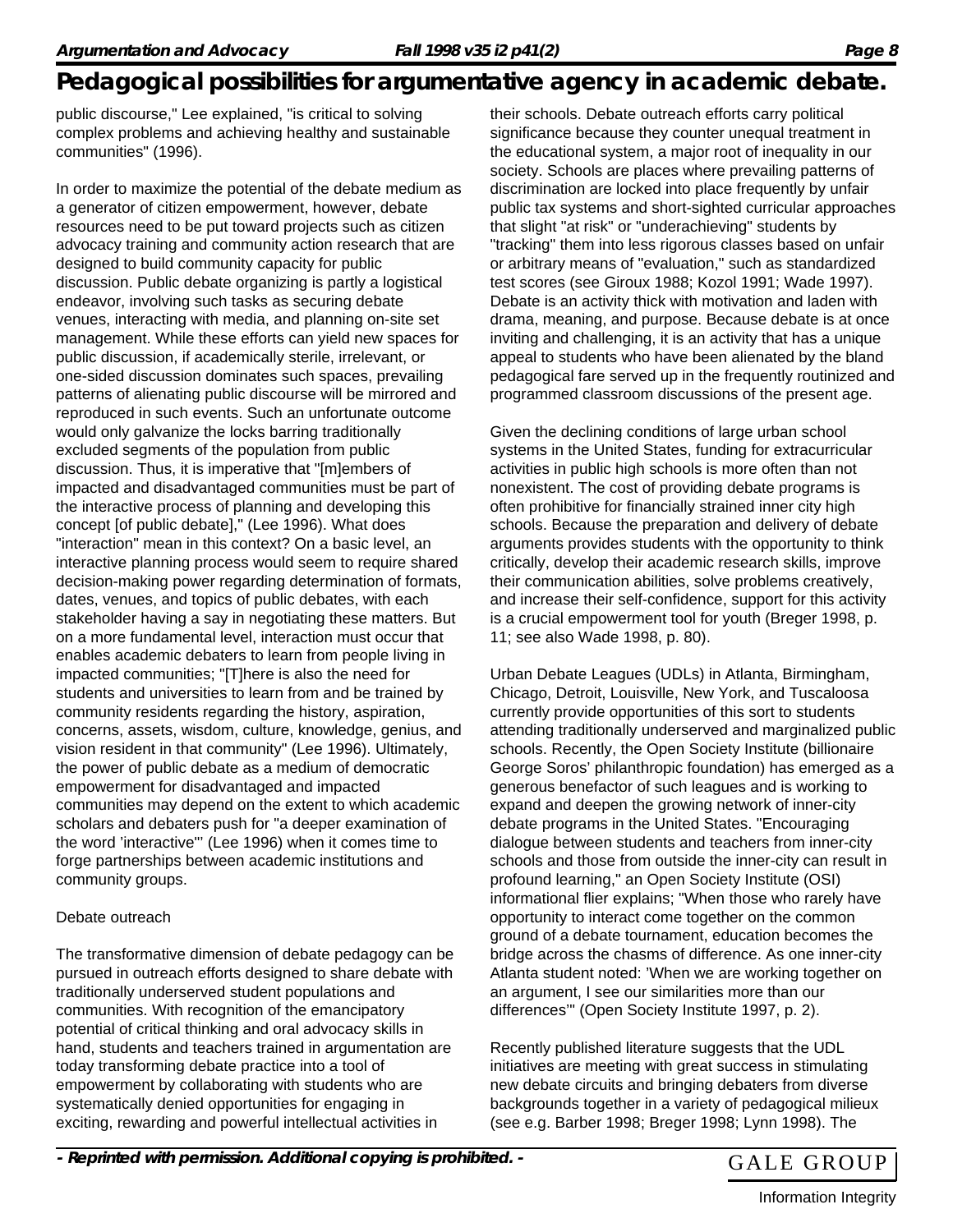public discourse," Lee explained, "is critical to solving complex problems and achieving healthy and sustainable communities" (1996).

In order to maximize the potential of the debate medium as a generator of citizen empowerment, however, debate resources need to be put toward projects such as citizen advocacy training and community action research that are designed to build community capacity for public discussion. Public debate organizing is partly a logistical endeavor, involving such tasks as securing debate venues, interacting with media, and planning on-site set management. While these efforts can yield new spaces for public discussion, if academically sterile, irrelevant, or one-sided discussion dominates such spaces, prevailing patterns of alienating public discourse will be mirrored and reproduced in such events. Such an unfortunate outcome would only galvanize the locks barring traditionally excluded segments of the population from public discussion. Thus, it is imperative that "[m]embers of impacted and disadvantaged communities must be part of the interactive process of planning and developing this concept [of public debate]," (Lee 1996). What does "interaction" mean in this context? On a basic level, an interactive planning process would seem to require shared decision-making power regarding determination of formats, dates, venues, and topics of public debates, with each stakeholder having a say in negotiating these matters. But on a more fundamental level, interaction must occur that enables academic debaters to learn from people living in impacted communities; "[T]here is also the need for students and universities to learn from and be trained by community residents regarding the history, aspiration, concerns, assets, wisdom, culture, knowledge, genius, and vision resident in that community" (Lee 1996). Ultimately, the power of public debate as a medium of democratic empowerment for disadvantaged and impacted communities may depend on the extent to which academic scholars and debaters push for "a deeper examination of the word 'interactive'" (Lee 1996) when it comes time to forge partnerships between academic institutions and community groups.

Debate outreach

The transformative dimension of debate pedagogy can be pursued in outreach efforts designed to share debate with traditionally underserved student populations and communities. With recognition of the emancipatory potential of critical thinking and oral advocacy skills in hand, students and teachers trained in argumentation are today transforming debate practice into a tool of empowerment by collaborating with students who are systematically denied opportunities for engaging in exciting, rewarding and powerful intellectual activities in their schools. Debate outreach efforts carry political significance because they counter unequal treatment in the educational system, a major root of inequality in our society. Schools are places where prevailing patterns of discrimination are locked into place frequently by unfair public tax systems and short-sighted curricular approaches that slight "at risk" or "underachieving" students by "tracking" them into less rigorous classes based on unfair or arbitrary means of "evaluation," such as standardized test scores (see Giroux 1988; Kozol 1991; Wade 1997). Debate is an activity thick with motivation and laden with drama, meaning, and purpose. Because debate is at once inviting and challenging, it is an activity that has a unique appeal to students who have been alienated by the bland pedagogical fare served up in the frequently routinized and programmed classroom discussions of the present age.

Given the declining conditions of large urban school systems in the United States, funding for extracurricular activities in public high schools is more often than not nonexistent. The cost of providing debate programs is often prohibitive for financially strained inner city high schools. Because the preparation and delivery of debate arguments provides students with the opportunity to think critically, develop their academic research skills, improve their communication abilities, solve problems creatively, and increase their self-confidence, support for this activity is a crucial empowerment tool for youth (Breger 1998, p. 11; see also Wade 1998, p. 80).

Urban Debate Leagues (UDLs) in Atlanta, Birmingham, Chicago, Detroit, Louisville, New York, and Tuscaloosa currently provide opportunities of this sort to students attending traditionally underserved and marginalized public schools. Recently, the Open Society Institute (billionaire George Soros' philanthropic foundation) has emerged as a generous benefactor of such leagues and is working to expand and deepen the growing network of inner-city debate programs in the United States. "Encouraging dialogue between students and teachers from inner-city schools and those from outside the inner-city can result in profound learning," an Open Society Institute (OSI) informational flier explains; "When those who rarely have opportunity to interact come together on the common ground of a debate tournament, education becomes the bridge across the chasms of difference. As one inner-city Atlanta student noted: 'When we are working together on an argument, I see our similarities more than our differences'" (Open Society Institute 1997, p. 2).

Recently published literature suggests that the UDL initiatives are meeting with great success in stimulating new debate circuits and bringing debaters from diverse backgrounds together in a variety of pedagogical milieux (see e.g. Barber 1998; Breger 1998; Lynn 1998). The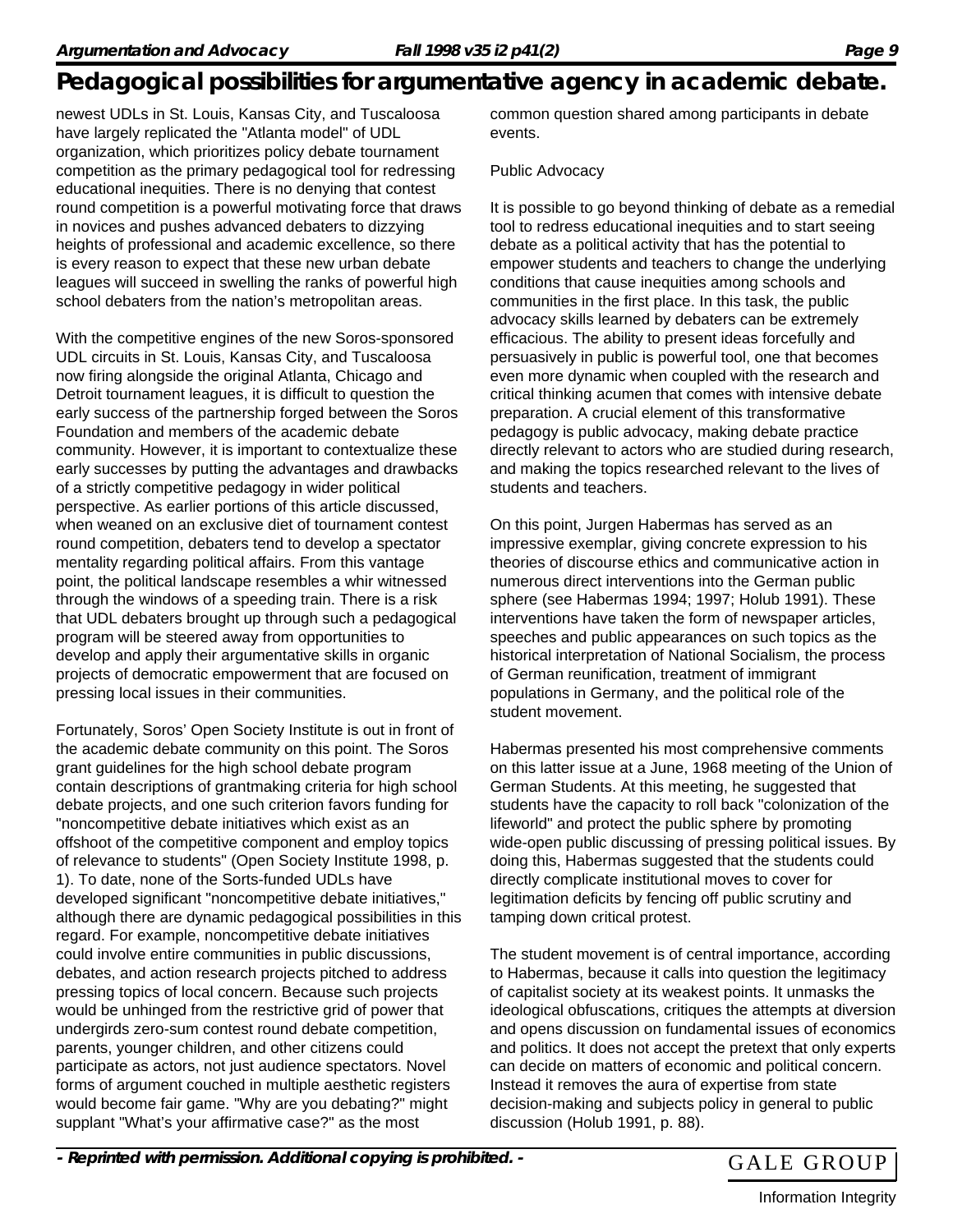newest UDLs in St. Louis, Kansas City, and Tuscaloosa have largely replicated the "Atlanta model" of UDL organization, which prioritizes policy debate tournament competition as the primary pedagogical tool for redressing educational inequities. There is no denying that contest round competition is a powerful motivating force that draws in novices and pushes advanced debaters to dizzying heights of professional and academic excellence, so there is every reason to expect that these new urban debate leagues will succeed in swelling the ranks of powerful high school debaters from the nation's metropolitan areas.

With the competitive engines of the new Soros-sponsored UDL circuits in St. Louis, Kansas City, and Tuscaloosa now firing alongside the original Atlanta, Chicago and Detroit tournament leagues, it is difficult to question the early success of the partnership forged between the Soros Foundation and members of the academic debate community. However, it is important to contextualize these early successes by putting the advantages and drawbacks of a strictly competitive pedagogy in wider political perspective. As earlier portions of this article discussed, when weaned on an exclusive diet of tournament contest round competition, debaters tend to develop a spectator mentality regarding political affairs. From this vantage point, the political landscape resembles a whir witnessed through the windows of a speeding train. There is a risk that UDL debaters brought up through such a pedagogical program will be steered away from opportunities to develop and apply their argumentative skills in organic projects of democratic empowerment that are focused on pressing local issues in their communities.

Fortunately, Soros' Open Society Institute is out in front of the academic debate community on this point. The Soros grant guidelines for the high school debate program contain descriptions of grantmaking criteria for high school debate projects, and one such criterion favors funding for "noncompetitive debate initiatives which exist as an offshoot of the competitive component and employ topics of relevance to students" (Open Society Institute 1998, p. 1). To date, none of the Sorts-funded UDLs have developed significant "noncompetitive debate initiatives," although there are dynamic pedagogical possibilities in this regard. For example, noncompetitive debate initiatives could involve entire communities in public discussions, debates, and action research projects pitched to address pressing topics of local concern. Because such projects would be unhinged from the restrictive grid of power that undergirds zero-sum contest round debate competition, parents, younger children, and other citizens could participate as actors, not just audience spectators. Novel forms of argument couched in multiple aesthetic registers would become fair game. "Why are you debating?" might supplant "What's your affirmative case?" as the most common question shared among participants in debate events.

Public Advocacy

It is possible to go beyond thinking of debate as a remedial tool to redress educational inequities and to start seeing debate as a political activity that has the potential to empower students and teachers to change the underlying conditions that cause inequities among schools and communities in the first place. In this task, the public advocacy skills learned by debaters can be extremely efficacious. The ability to present ideas forcefully and persuasively in public is powerful tool, one that becomes even more dynamic when coupled with the research and critical thinking acumen that comes with intensive debate preparation. A crucial element of this transformative pedagogy is public advocacy, making debate practice directly relevant to actors who are studied during research, and making the topics researched relevant to the lives of students and teachers.

On this point, Jurgen Habermas has served as an impressive exemplar, giving concrete expression to his theories of discourse ethics and communicative action in numerous direct interventions into the German public sphere (see Habermas 1994; 1997; Holub 1991). These interventions have taken the form of newspaper articles, speeches and public appearances on such topics as the historical interpretation of National Socialism, the process of German reunification, treatment of immigrant populations in Germany, and the political role of the student movement.

Habermas presented his most comprehensive comments on this latter issue at a June, 1968 meeting of the Union of German Students. At this meeting, he suggested that students have the capacity to roll back "colonization of the lifeworld" and protect the public sphere by promoting wide-open public discussing of pressing political issues. By doing this, Habermas suggested that the students could directly complicate institutional moves to cover for legitimation deficits by fencing off public scrutiny and tamping down critical protest.

The student movement is of central importance, according to Habermas, because it calls into question the legitimacy of capitalist society at its weakest points. It unmasks the ideological obfuscations, critiques the attempts at diversion and opens discussion on fundamental issues of economics and politics. It does not accept the pretext that only experts can decide on matters of economic and political concern. Instead it removes the aura of expertise from state decision-making and subjects policy in general to public discussion (Holub 1991, p. 88).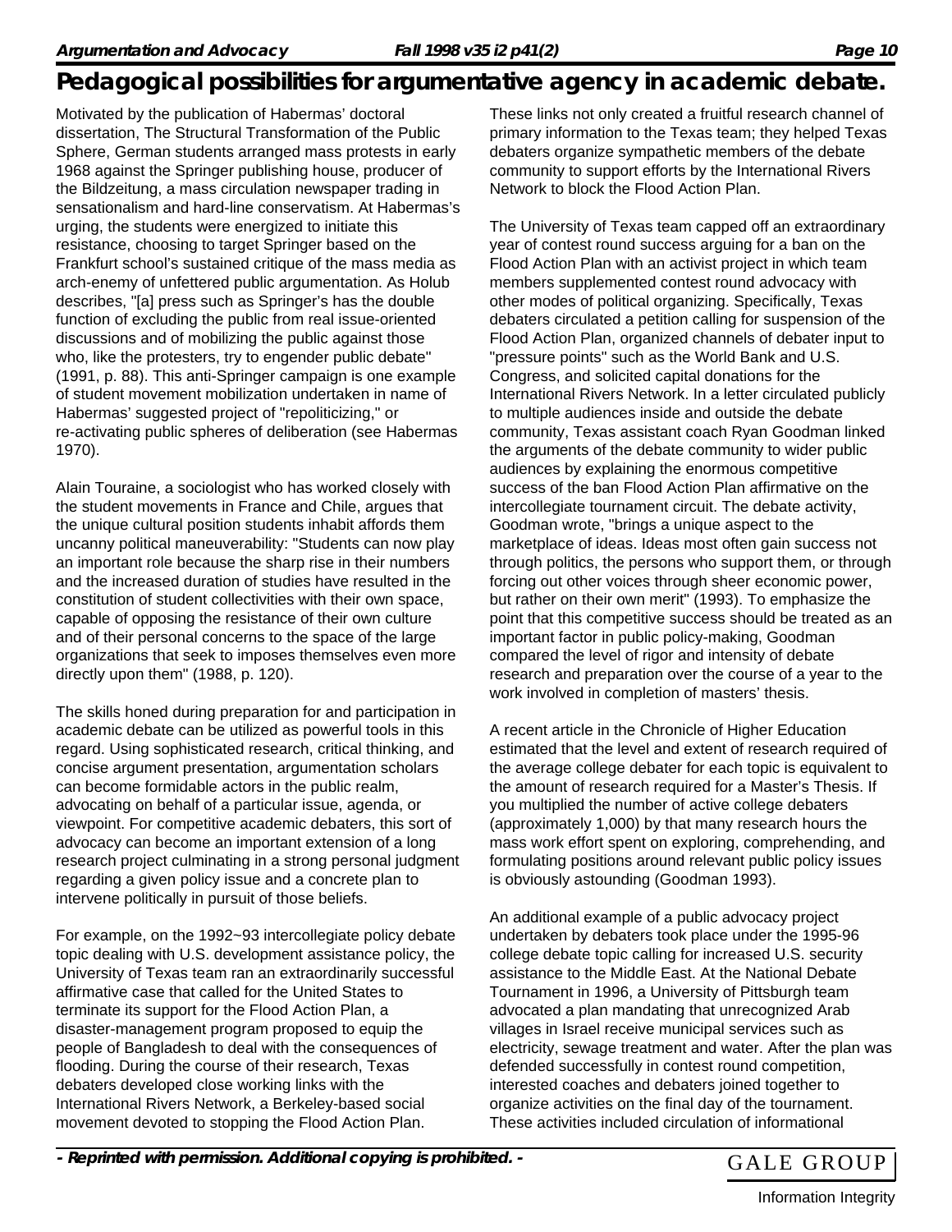# Pedagogical possibilities for argumentative agency in academic debate.

Motivated by the publication of Habermas' doctoral dissertation, The Structural Transformation of the Public Sphere, German students arranged mass protests in early 1968 against the Springer publishing house, producer of the Bildzeitung, a mass circulation newspaper trading in sensationalism and hard-line conservatism. At Habermas's urging, the students were energized to initiate this resistance, choosing to target Springer based on the Frankfurt school's sustained critique of the mass media as arch-enemy of unfettered public argumentation. As Holub describes, "[a] press such as Springer's has the double function of excluding the public from real issue-oriented discussions and of mobilizing the public against those who, like the protesters, try to engender public debate" (1991, p. 88). This anti-Springer campaign is one example of student movement mobilization undertaken in name of Habermas' suggested project of "repoliticizing," or re-activating public spheres of deliberation (see Habermas 1970).

Alain Touraine, a sociologist who has worked closely with the student movements in France and Chile, argues that the unique cultural position students inhabit affords them uncanny political maneuverability: "Students can now play an important role because the sharp rise in their numbers and the increased duration of studies have resulted in the constitution of student collectivities with their own space, capable of opposing the resistance of their own culture and of their personal concerns to the space of the large organizations that seek to imposes themselves even more directly upon them" (1988, p. 120).

The skills honed during preparation for and participation in academic debate can be utilized as powerful tools in this regard. Using sophisticated research, critical thinking, and concise argument presentation, argumentation scholars can become formidable actors in the public realm, advocating on behalf of a particular issue, agenda, or viewpoint. For competitive academic debaters, this sort of advocacy can become an important extension of a long research project culminating in a strong personal judgment regarding a given policy issue and a concrete plan to intervene politically in pursuit of those beliefs.

For example, on the 1992~93 intercollegiate policy debate topic dealing with U.S. development assistance policy, the University of Texas team ran an extraordinarily successful affirmative case that called for the United States to terminate its support for the Flood Action Plan, a disaster-management program proposed to equip the people of Bangladesh to deal with the consequences of flooding. During the course of their research, Texas debaters developed close working links with the International Rivers Network, a Berkeley-based social movement devoted to stopping the Flood Action Plan. These links not only created a fruitful research channel of primary information to the Texas team; they helped Texas debaters organize sympathetic members of the debate community to support efforts by the International Rivers Network to block the Flood Action Plan.

The University of Texas team capped off an extraordinary year of contest round success arguing for a ban on the Flood Action Plan with an activist project in which team members supplemented contest round advocacy with other modes of political organizing. Specifically, Texas debaters circulated a petition calling for suspension of the Flood Action Plan, organized channels of debater input to "pressure points" such as the World Bank and U.S. Congress, and solicited capital donations for the International Rivers Network. In a letter circulated publicly to multiple audiences inside and outside the debate community, Texas assistant coach Ryan Goodman linked the arguments of the debate community to wider public audiences by explaining the enormous competitive success of the ban Flood Action Plan affirmative on the intercollegiate tournament circuit. The debate activity, Goodman wrote, "brings a unique aspect to the marketplace of ideas. Ideas most often gain success not through politics, the persons who support them, or through forcing out other voices through sheer economic power, but rather on their own merit" (1993). To emphasize the point that this competitive success should be treated as an important factor in public policy-making, Goodman compared the level of rigor and intensity of debate research and preparation over the course of a year to the work involved in completion of masters' thesis.

A recent article in the Chronicle of Higher Education estimated that the level and extent of research required of the average college debater for each topic is equivalent to the amount of research required for a Master's Thesis. If you multiplied the number of active college debaters (approximately 1,000) by that many research hours the mass work effort spent on exploring, comprehending, and formulating positions around relevant public policy issues is obviously astounding (Goodman 1993).

An additional example of a public advocacy project undertaken by debaters took place under the 1995-96 college debate topic calling for increased U.S. security assistance to the Middle East. At the National Debate Tournament in 1996, a University of Pittsburgh team advocated a plan mandating that unrecognized Arab villages in Israel receive municipal services such as electricity, sewage treatment and water. After the plan was defended successfully in contest round competition, interested coaches and debaters joined together to organize activities on the final day of the tournament. These activities included circulation of informational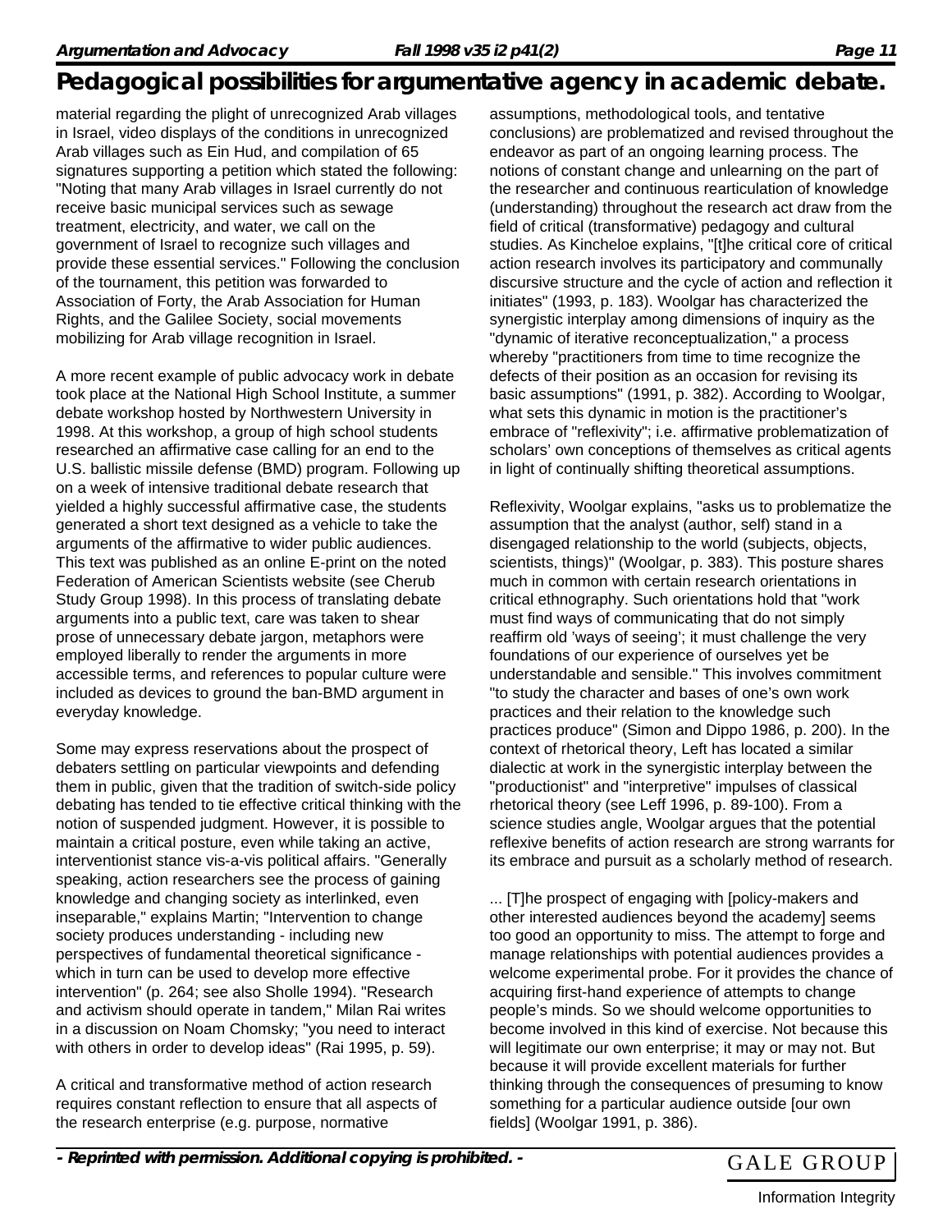material regarding the plight of unrecognized Arab villages in Israel, video displays of the conditions in unrecognized Arab villages such as Ein Hud, and compilation of 65 signatures supporting a petition which stated the following: "Noting that many Arab villages in Israel currently do not receive basic municipal services such as sewage treatment, electricity, and water, we call on the government of Israel to recognize such villages and provide these essential services." Following the conclusion of the tournament, this petition was forwarded to Association of Forty, the Arab Association for Human Rights, and the Galilee Society, social movements mobilizing for Arab village recognition in Israel.

A more recent example of public advocacy work in debate took place at the National High School Institute, a summer debate workshop hosted by Northwestern University in 1998. At this workshop, a group of high school students researched an affirmative case calling for an end to the U.S. ballistic missile defense (BMD) program. Following up on a week of intensive traditional debate research that yielded a highly successful affirmative case, the students generated a short text designed as a vehicle to take the arguments of the affirmative to wider public audiences. This text was published as an online E-print on the noted Federation of American Scientists website (see Cherub Study Group 1998). In this process of translating debate arguments into a public text, care was taken to shear prose of unnecessary debate jargon, metaphors were employed liberally to render the arguments in more accessible terms, and references to popular culture were included as devices to ground the ban-BMD argument in everyday knowledge.

Some may express reservations about the prospect of debaters settling on particular viewpoints and defending them in public, given that the tradition of switch-side policy debating has tended to tie effective critical thinking with the notion of suspended judgment. However, it is possible to maintain a critical posture, even while taking an active, interventionist stance vis-a-vis political affairs. "Generally speaking, action researchers see the process of gaining knowledge and changing society as interlinked, even inseparable," explains Martin; "Intervention to change society produces understanding - including new perspectives of fundamental theoretical significance - which in turn can be used to develop more effective intervention" (p. 264; see also Sholle 1994). "Research and activism should operate in tandem," Milan Rai writes in a discussion on Noam Chomsky; "you need to interact with others in order to develop ideas" (Rai 1995, p. 59).

A critical and transformative method of action research requires constant reflection to ensure that all aspects of the research enterprise (e.g. purpose, normative assumptions, methodological tools, and tentative conclusions) are problematized and revised throughout the endeavor as part of an ongoing learning process. The notions of constant change and unlearning on the part of the researcher and continuous rearticulation of knowledge (understanding) throughout the research act draw from the field of critical (transformative) pedagogy and cultural studies. As Kincheloe explains, "[t]he critical core of critical action research involves its participatory and communally discursive structure and the cycle of action and reflection it initiates" (1993, p. 183). Woolgar has characterized the synergistic interplay among dimensions of inquiry as the "dynamic of iterative reconceptualization," a process whereby "practitioners from time to time recognize the defects of their position as an occasion for revising its basic assumptions" (1991, p. 382). According to Woolgar, what sets this dynamic in motion is the practitioner's embrace of "reflexivity"; i.e. affirmative problematization of scholars' own conceptions of themselves as critical agents in light of continually shifting theoretical assumptions.

Reflexivity, Woolgar explains, "asks us to problematize the assumption that the analyst (author, self) stand in a disengaged relationship to the world (subjects, objects, scientists, things)" (Woolgar, p. 383). This posture shares much in common with certain research orientations in critical ethnography. Such orientations hold that "work must find ways of communicating that do not simply reaffirm old 'ways of seeing'; it must challenge the very foundations of our experience of ourselves yet be understandable and sensible." This involves commitment "to study the character and bases of one's own work practices and their relation to the knowledge such practices produce" (Simon and Dippo 1986, p. 200). In the context of rhetorical theory, Leff has located a similar dialectic at work in the synergistic interplay between the "productionist" and "interpretive" impulses of classical rhetorical theory (see Leff 1996, p. 89-100). From a science studies angle, Woolgar argues that the potential reflexive benefits of action research are strong warrants for its embrace and pursuit as a scholarly method of research.

... [T]he prospect of engaging with [policy-makers and other interested audiences beyond the academy] seems too good an opportunity to miss. The attempt to forge and manage relationships with potential audiences provides a welcome experimental probe. For it provides the chance of acquiring first-hand experience of attempts to change people's minds. So we should welcome opportunities to become involved in this kind of exercise. Not because this will legitimate our own enterprise; it may or may not. But because it will provide excellent materials for further thinking through the consequences of presuming to know something for a particular audience outside [our own fields] (Woolgar 1991, p. 386).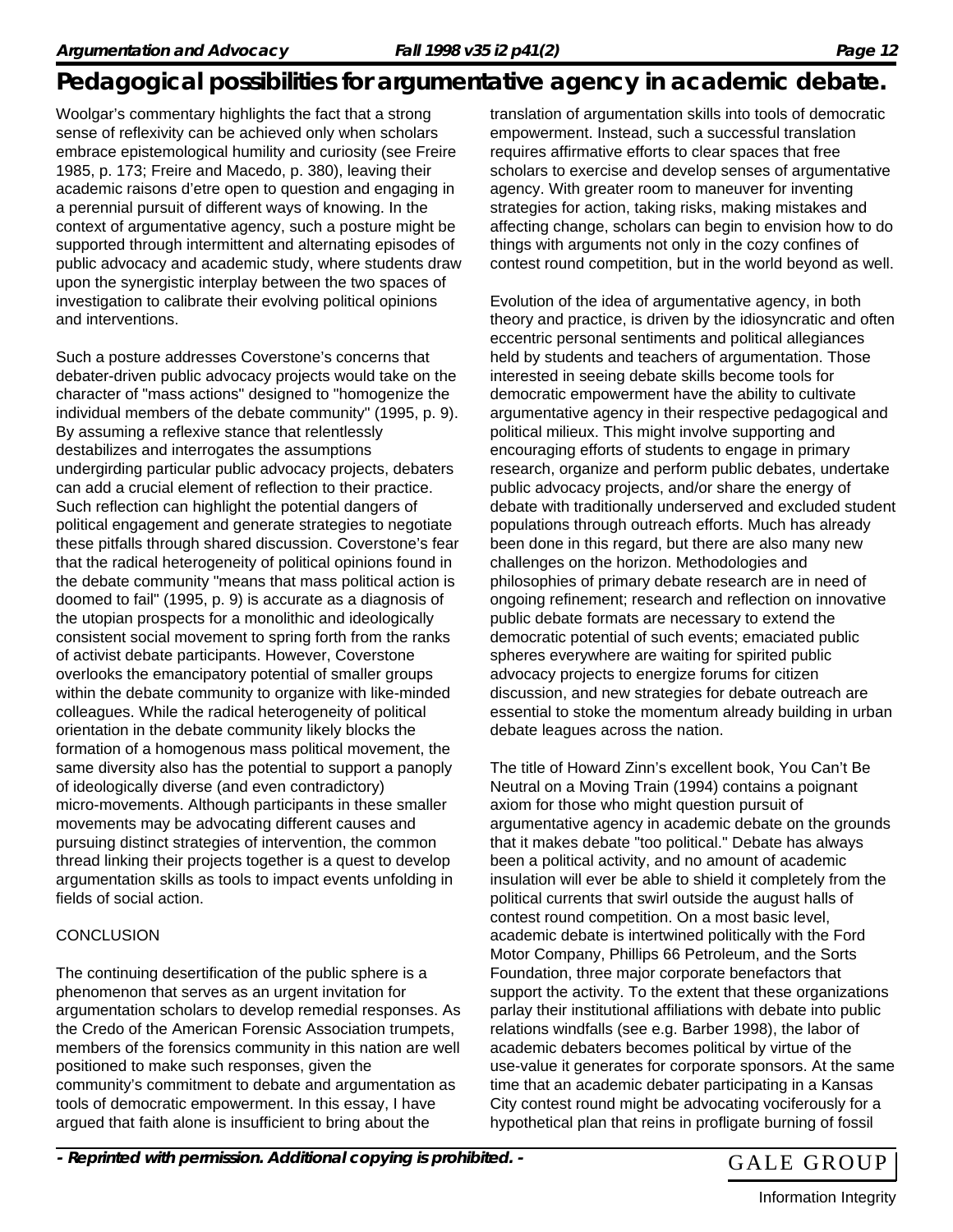Woolgar's commentary highlights the fact that a strong sense of reflexivity can be achieved only when scholars embrace epistemological humility and curiosity (see Freire 1985, p. 173; Freire and Macedo, p. 380), leaving their academic raisons d'etre open to question and engaging in a perennial pursuit of different ways of knowing. In the context of argumentative agency, such a posture might be supported through intermittent and alternating episodes of public advocacy and academic study, where students draw upon the synergistic interplay between the two spaces of investigation to calibrate their evolving political opinions and interventions.

Such a posture addresses Coverstone's concerns that debater-driven public advocacy projects would take on the character of "mass actions" designed to "homogenize the individual members of the debate community" (1995, p. 9). By assuming a reflexive stance that relentlessly destabilizes and interrogates the assumptions undergirding particular public advocacy projects, debaters can add a crucial element of reflection to their practice. Such reflection can highlight the potential dangers of political engagement and generate strategies to negotiate these pitfalls through shared discussion. Coverstone's fear that the radical heterogeneity of political opinions found in the debate community "means that mass political action is doomed to fail" (1995, p. 9) is accurate as a diagnosis of the utopian prospects for a monolithic and ideologically consistent social movement to spring forth from the ranks of activist debate participants. However, Coverstone overlooks the emancipatory potential of smaller groups within the debate community to organize with like-minded colleagues. While the radical heterogeneity of political orientation in the debate community likely blocks the formation of a homogenous mass political movement, the same diversity also has the potential to support a panoply of ideologically diverse (and even contradictory) micro-movements. Although participants in these smaller movements may be advocating different causes and pursuing distinct strategies of intervention, the common thread linking their projects together is a quest to develop argumentation skills as tools to impact events unfolding in fields of social action.

## CONCLUSION

The continuing desertification of the public sphere is a phenomenon that serves as an urgent invitation for argumentation scholars to develop remedial responses. As the Credo of the American Forensic Association trumpets, members of the forensics community in this nation are well positioned to make such responses, given the community's commitment to debate and argumentation as tools of democratic empowerment. In this essay, I have argued that faith alone is insufficient to bring about the translation of argumentation skills into tools of democratic empowerment. Instead, such a successful translation requires affirmative efforts to clear spaces that free scholars to exercise and develop senses of argumentative agency. With greater room to maneuver for inventing strategies for action, taking risks, making mistakes and affecting change, scholars can begin to envision how to do things with arguments not only in the cozy confines of contest round competition, but in the world beyond as well.

Evolution of the idea of argumentative agency, in both theory and practice, is driven by the idiosyncratic and often eccentric personal sentiments and political allegiances held by students and teachers of argumentation. Those interested in seeing debate skills become tools for democratic empowerment have the ability to cultivate argumentative agency in their respective pedagogical and political milieux. This might involve supporting and encouraging efforts of students to engage in primary research, organize and perform public debates, undertake public advocacy projects, and/or share the energy of debate with traditionally underserved and excluded student populations through outreach efforts. Much has already been done in this regard, but there are also many new challenges on the horizon. Methodologies and philosophies of primary debate research are in need of ongoing refinement; research and reflection on innovative public debate formats are necessary to extend the democratic potential of such events; emaciated public spheres everywhere are waiting for spirited public advocacy projects to energize forums for citizen discussion, and new strategies for debate outreach are essential to stoke the momentum already building in urban debate leagues across the nation.

The title of Howard Zinn's excellent book, You Can't Be Neutral on a Moving Train (1994) contains a poignant axiom for those who might question pursuit of argumentative agency in academic debate on the grounds that it makes debate "too political." Debate has always been a political activity, and no amount of academic insulation will ever be able to shield it completely from the political currents that swirl outside the august halls of contest round competition. On a most basic level, academic debate is intertwined politically with the Ford Motor Company, Phillips 66 Petroleum, and the Sorts Foundation, three major corporate benefactors that support the activity. To the extent that these organizations parlay their institutional affiliations with debate into public relations windfalls (see e.g. Barber 1998), the labor of academic debaters becomes political by virtue of the use-value it generates for corporate sponsors. At the same time that an academic debater participating in a Kansas City contest round might be advocating vociferously for a hypothetical plan that reins in profligate burning of fossil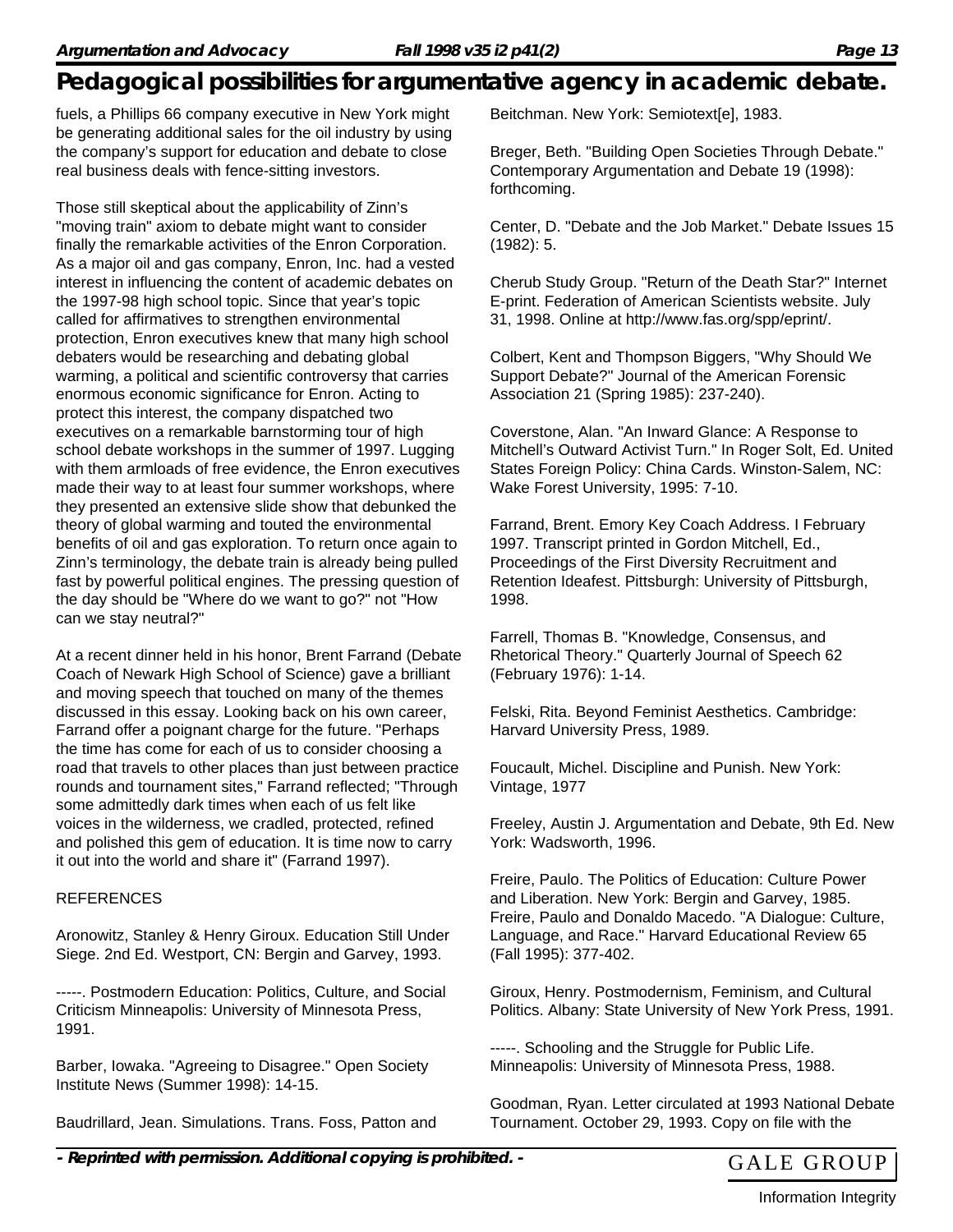fuels, a Phillips 66 company executive in New York might be generating additional sales for the oil industry by using the company's support for education and debate to close real business deals with fence-sitting investors.

Those still skeptical about the applicability of Zinn's "moving train" axiom to debate might want to consider finally the remarkable activities of the Enron Corporation. As a major oil and gas company, Enron, Inc. had a vested interest in influencing the content of academic debates on the 1997-98 high school topic. Since that year's topic called for affirmatives to strengthen environmental protection, Enron executives knew that many high school debaters would be researching and debating global warming, a political and scientific controversy that carries enormous economic significance for Enron. Acting to protect this interest, the company dispatched two executives on a remarkable barnstorming tour of high school debate workshops in the summer of 1997. Lugging with them armloads of free evidence, the Enron executives made their way to at least four summer workshops, where they presented an extensive slide show that debunked the theory of global warming and touted the environmental benefits of oil and gas exploration. To return once again to Zinn's terminology, the debate train is already being pulled fast by powerful political engines. The pressing question of the day should be "Where do we want to go?" not "How can we stay neutral?"

At a recent dinner held in his honor, Brent Farrand (Debate Coach of Newark High School of Science) gave a brilliant and moving speech that touched on many of the themes discussed in this essay. Looking back on his own career, Farrand offer a poignant charge for the future. "Perhaps the time has come for each of us to consider choosing a road that travels to other places than just between practice rounds and tournament sites," Farrand reflected; "Through some admittedly dark times when each of us felt like voices in the wilderness, we cradled, protected, refined and polished this gem of education. It is time now to carry it out into the world and share it" (Farrand 1997).

REFERENCES

Aronowitz, Stanley & Henry Giroux. Education Still Under Siege. 2nd Ed. Westport, CN: Bergin and Garvey, 1993.

-----. Postmodern Education: Politics, Culture, and Social Criticism Minneapolis: University of Minnesota Press, 1991.

Barber, Iowaka. "Agreeing to Disagree." Open Society Institute News (Summer 1998): 14-15.

Baudrillard, Jean. Simulations. Trans. Foss, Patton and Beitchman. New York: Semiotext[e], 1983.

Breger, Beth. "Building Open Societies Through Debate." Contemporary Argumentation and Debate 19 (1998): forthcoming.

Center, D. "Debate and the Job Market." Debate Issues 15 (1982): 5.

Cherub Study Group. "Return of the Death Star?" Internet E-print. Federation of American Scientists website. July 31, 1998. Online at http://www.fas.org/spp/eprint/.

Colbert, Kent and Thompson Biggers, "Why Should We Support Debate?" Journal of the American Forensic Association 21 (Spring 1985): 237-240).

Coverstone, Alan. "An Inward Glance: A Response to Mitchell's Outward Activist Turn." In Roger Solt, Ed. United States Foreign Policy: China Cards. Winston-Salem, NC: Wake Forest University, 1995: 7-10.

Farrand, Brent. Emory Key Coach Address. I February 1997. Transcript printed in Gordon Mitchell, Ed., Proceedings of the First Diversity Recruitment and Retention Ideafest. Pittsburgh: University of Pittsburgh, 1998.

Farrell, Thomas B. "Knowledge, Consensus, and Rhetorical Theory." Quarterly Journal of Speech 62 (February 1976): 1-14.

Felski, Rita. Beyond Feminist Aesthetics. Cambridge: Harvard University Press, 1989.

Foucault, Michel. Discipline and Punish. New York: Vintage, 1977

Freeley, Austin J. Argumentation and Debate, 9th Ed. New York: Wadsworth, 1996.

Freire, Paulo. The Politics of Education: Culture Power and Liberation. New York: Bergin and Garvey, 1985. Freire, Paulo and Donaldo Macedo. "A Dialogue: Culture, Language, and Race." Harvard Educational Review 65 (Fall 1995): 377-402.

Giroux, Henry. Postmodernism, Feminism, and Cultural Politics. Albany: State University of New York Press, 1991.

-----. Schooling and the Struggle for Public Life. Minneapolis: University of Minnesota Press, 1988.

Goodman, Ryan. Letter circulated at 1993 National Debate Tournament. October 29, 1993. Copy on file with the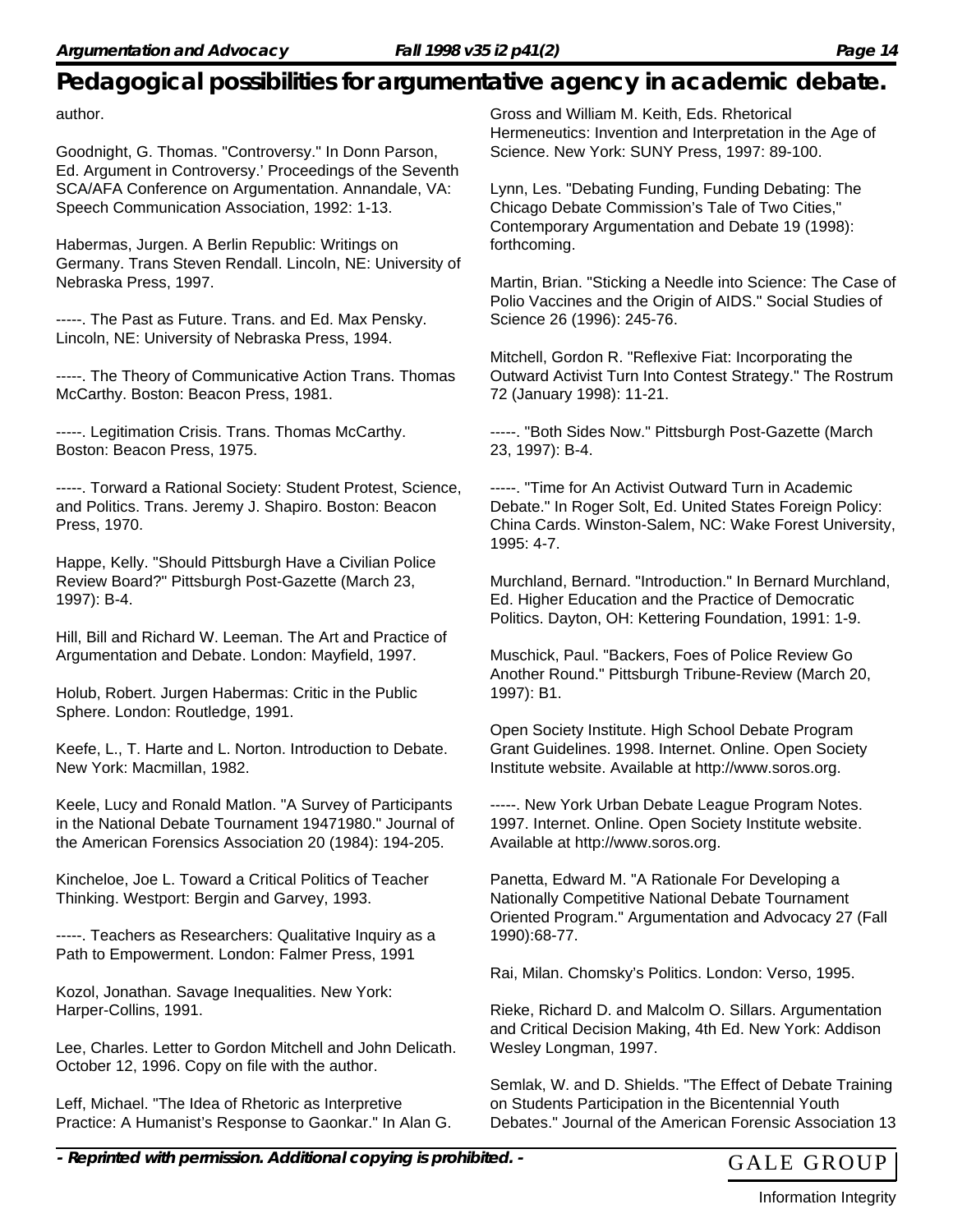author.

Goodnight, G. Thomas. "Controversy." In Donn Parson, Ed. Argument in Controversy.' Proceedings of the Seventh SCA/AFA Conference on Argumentation. Annandale, VA: Speech Communication Association, 1992: 1-13.

Habermas, Jurgen. A Berlin Republic: Writings on Germany. Trans Steven Rendall. Lincoln, NE: University of Nebraska Press, 1997.

-----. The Past as Future. Trans. and Ed. Max Pensky. Lincoln, NE: University of Nebraska Press, 1994.

-----. The Theory of Communicative Action Trans. Thomas McCarthy. Boston: Beacon Press, 1981.

-----. Legitimation Crisis. Trans. Thomas McCarthy. Boston: Beacon Press, 1975.

-----. Torward a Rational Society: Student Protest, Science, and Politics. Trans. Jeremy J. Shapiro. Boston: Beacon Press, 1970.

Happe, Kelly. "Should Pittsburgh Have a Civilian Police Review Board?" Pittsburgh Post-Gazette (March 23, 1997): B-4.

Hill, Bill and Richard W. Leeman. The Art and Practice of Argumentation and Debate. London: Mayfield, 1997.

Holub, Robert. Jurgen Habermas: Critic in the Public Sphere. London: Routledge, 1991.

Keefe, L., T. Harte and L. Norton. Introduction to Debate. New York: Macmillan, 1982.

Keele, Lucy and Ronald Matlon. "A Survey of Participants in the National Debate Tournament 19471980." Journal of the American Forensics Association 20 (1984): 194-205.

Kincheloe, Joe L. Toward a Critical Politics of Teacher Thinking. Westport: Bergin and Garvey, 1993.

-----. Teachers as Researchers: Qualitative Inquiry as a Path to Empowerment. London: Falmer Press, 1991

Kozol, Jonathan. Savage Inequalities. New York: Harper-Collins, 1991.

Lee, Charles. Letter to Gordon Mitchell and John Delicath. October 12, 1996. Copy on file with the author.

Leff, Michael. "The Idea of Rhetoric as Interpretive Practice: A Humanist's Response to Gaonkar." In Alan G. Gross and William M. Keith, Eds. Rhetorical Hermeneutics: Invention and Interpretation in the Age of Science. New York: SUNY Press, 1997: 89-100.

Lynn, Les. "Debating Funding, Funding Debating: The Chicago Debate Commission's Tale of Two Cities," Contemporary Argumentation and Debate 19 (1998): forthcoming.

Martin, Brian. "Sticking a Needle into Science: The Case of Polio Vaccines and the Origin of AIDS." Social Studies of Science 26 (1996): 245-76.

Mitchell, Gordon R. "Reflexive Fiat: Incorporating the Outward Activist Turn Into Contest Strategy." The Rostrum 72 (January 1998): 11-21.

-----. "Both Sides Now." Pittsburgh Post-Gazette (March 23, 1997): B-4.

-----. "Time for An Activist Outward Turn in Academic Debate." In Roger Solt, Ed. United States Foreign Policy: China Cards. Winston-Salem, NC: Wake Forest University, 1995: 4-7.

Murchland, Bernard. "Introduction." In Bernard Murchland, Ed. Higher Education and the Practice of Democratic Politics. Dayton, OH: Kettering Foundation, 1991: 1-9.

Muschick, Paul. "Backers, Foes of Police Review Go Another Round." Pittsburgh Tribune-Review (March 20, 1997): B1.

Open Society Institute. High School Debate Program Grant Guidelines. 1998. Internet. Online. Open Society Institute website. Available at http://www.soros.org.

-----. New York Urban Debate League Program Notes. 1997. Internet. Online. Open Society Institute website. Available at http://www.soros.org.

Panetta, Edward M. "A Rationale For Developing a Nationally Competitive National Debate Tournament Oriented Program." Argumentation and Advocacy 27 (Fall 1990):68-77.

Rai, Milan. Chomsky's Politics. London: Verso, 1995.

Rieke, Richard D. and Malcolm O. Sillars. Argumentation and Critical Decision Making, 4th Ed. New York: Addison Wesley Longman, 1997.

Semlak, W. and D. Shields. "The Effect of Debate Training on Students Participation in the Bicentennial Youth Debates." Journal of the American Forensic Association 13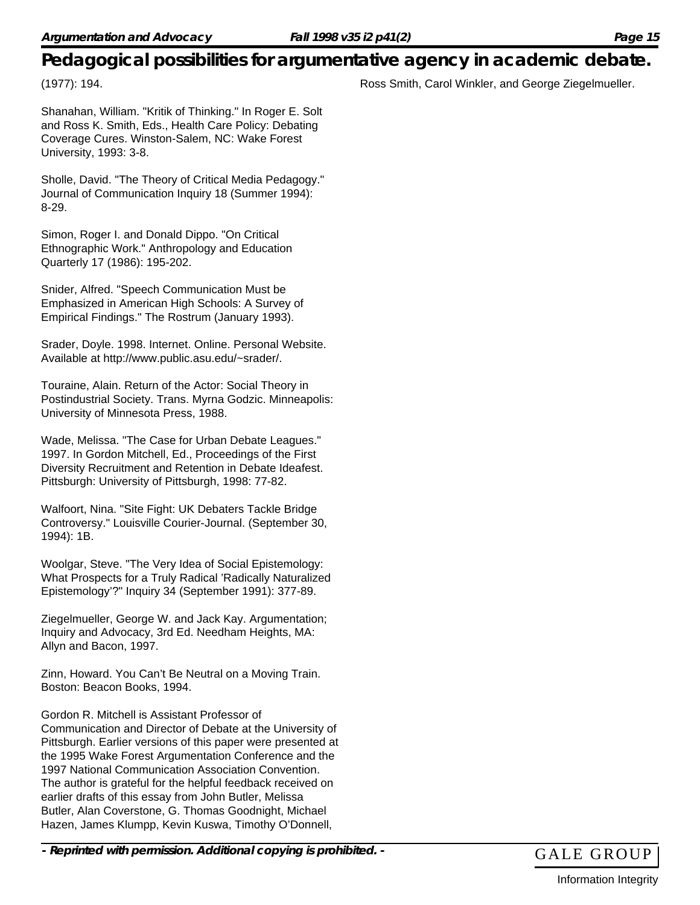(1977): 194.

Shanahan, William. "Kritik of Thinking." In Roger E. Solt and Ross K. Smith, Eds., Health Care Policy: Debating Coverage Cures. Winston-Salem, NC: Wake Forest University, 1993: 3-8.

Sholle, David. "The Theory of Critical Media Pedagogy." Journal of Communication Inquiry 18 (Summer 1994): 8-29.

Simon, Roger I. and Donald Dippo. "On Critical Ethnographic Work." Anthropology and Education Quarterly 17 (1986): 195-202.

Snider, Alfred. "Speech Communication Must be Emphasized in American High Schools: A Survey of Empirical Findings." The Rostrum (January 1993).

Srader, Doyle. 1998. Internet. Online. Personal Website. Available at http://www.public.asu.edu/~srader/.

Touraine, Alain. Return of the Actor: Social Theory in Postindustrial Society. Trans. Myrna Godzic. Minneapolis: University of Minnesota Press, 1988.

Wade, Melissa. "The Case for Urban Debate Leagues." 1997. In Gordon Mitchell, Ed., Proceedings of the First Diversity Recruitment and Retention in Debate Ideafest. Pittsburgh: University of Pittsburgh, 1998: 77-82.

Walfoort, Nina. "Site Fight: UK Debaters Tackle Bridge Controversy." Louisville Courier-Journal. (September 30, 1994): 1B.

Woolgar, Steve. "The Very Idea of Social Epistemology: What Prospects for a Truly Radical 'Radically Naturalized Epistemology'?" Inquiry 34 (September 1991): 377-89.

Ziegelmueller, George W. and Jack Kay. Argumentation; Inquiry and Advocacy, 3rd Ed. Needham Heights, MA: Allyn and Bacon, 1997.

Zinn, Howard. You Can't Be Neutral on a Moving Train. Boston: Beacon Books, 1994.

Gordon R. Mitchell is Assistant Professor of Communication and Director of Debate at the University of Pittsburgh. Earlier versions of this paper were presented at the 1995 Wake Forest Argumentation Conference and the 1997 National Communication Association Convention. The author is grateful for the helpful feedback received on earlier drafts of this essay from John Butler, Melissa Butler, Alan Coverstone, G. Thomas Goodnight, Michael Hazen, James Klumpp, Kevin Kuswa, Timothy O'Donnell, Ross Smith, Carol Winkler, and George Ziegelmueller.